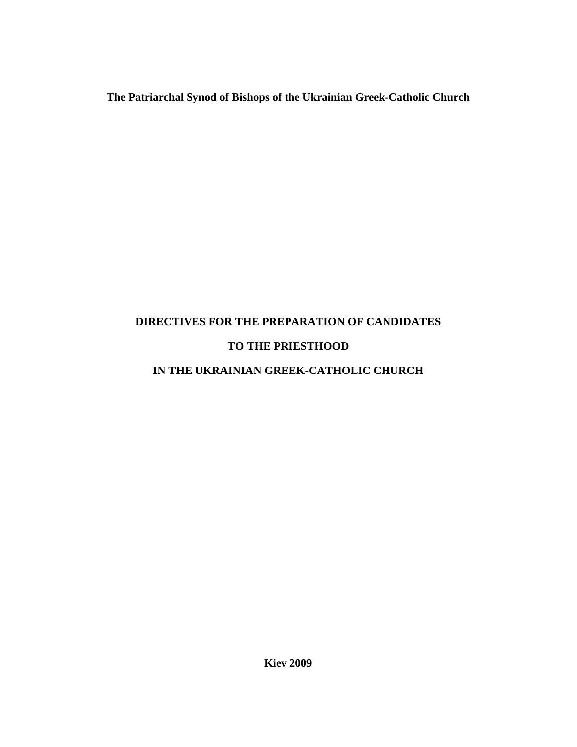**The Patriarchal Synod of Bishops of the Ukrainian Greek-Catholic Church**

# DIRECTIVES FOR THE PREPARATION OF CANDIDATES TO THE PRIESTHOOD IN THE UKRAINIAN GREEK-CATHOLIC CHURCH

**Kiev 2009**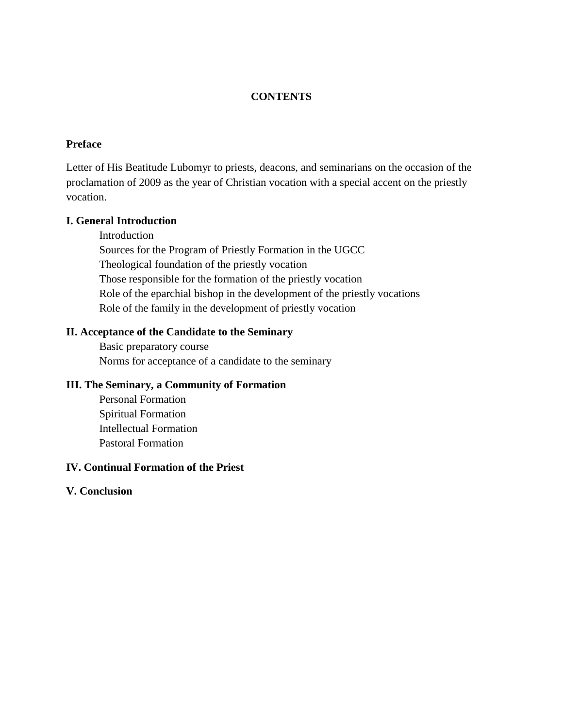# CONTENTS

**Preface**

Letter of His Beatitude Lubomyr to priests, deacons, and seminarians on the occasion of the proclamation of 2009 as the year of Christian vocation with a special accent on the priestly vocation.

**I. General Introduction**

- Introduction
- Sources for the Program of Priestly Formation in the UGCC
- Theological foundation of the priestly vocation
- Those responsible for the formation of the priestly vocation
- Role of the eparchial bishop in the development of the priestly vocations
- Role of the family in the development of priestly vocation

**II. Acceptance of the Candidate to the Seminary**

- Basic preparatory course
- Norms for acceptance of a candidate to the seminary

**III. The Seminary, a Community of Formation**

- Personal Formation
- Spiritual Formation
- Intellectual Formation
- Pastoral Formation

**IV. Continual Formation of the Priest**

**V. Conclusion**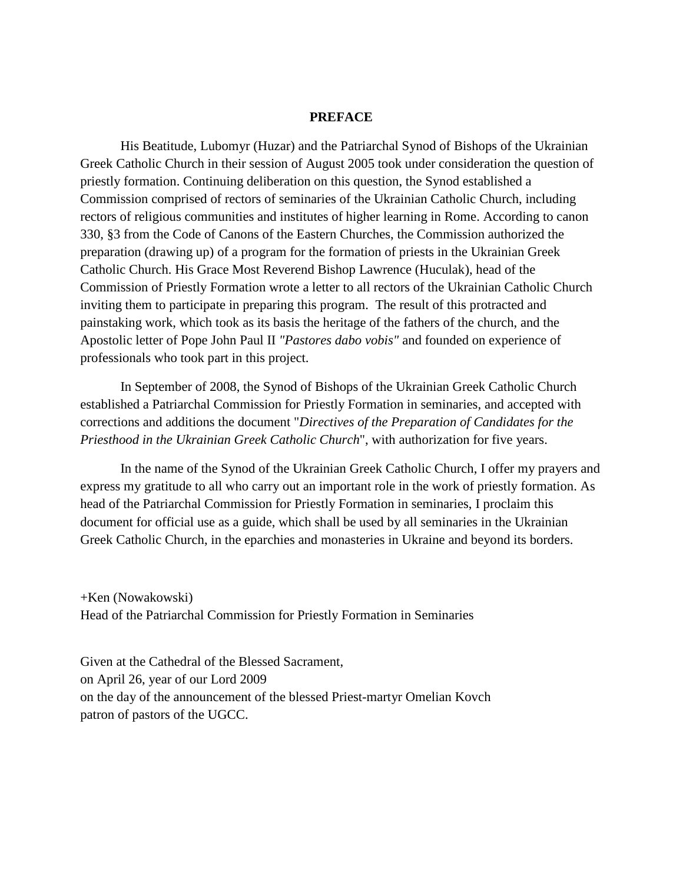# PREFACE

His Beatitude, Lubomyr (Huzar) and the Patriarchal Synod of Bishops of the Ukrainian Greek Catholic Church in their session of August 2005 took under consideration the question of priestly formation. Continuing deliberation on this question, the Synod established a Commission comprised of rectors of seminaries of the Ukrainian Catholic Church, including rectors of religious communities and institutes of higher learning in Rome. According to canon 330, §3 from the Code of Canons of the Eastern Churches, the Commission authorized the preparation (drawing up) of a program for the formation of priests in the Ukrainian Greek Catholic Church. His Grace Most Reverend Bishop Lawrence (Huculak), head of the Commission of Priestly Formation wrote a letter to all rectors of the Ukrainian Catholic Church inviting them to participate in preparing this program. The result of this protracted and painstaking work, which took as its basis the heritage of the fathers of the church, and the Apostolic letter of Pope John Paul II *"Pastores dabo vobis"* and founded on experience of professionals who took part in this project.

In September of 2008, the Synod of Bishops of the Ukrainian Greek Catholic Church established a Patriarchal Commission for Priestly Formation in seminaries, and accepted with corrections and additions the document "*Directives of the Preparation of Candidates for the Priesthood in the Ukrainian Greek Catholic Church*", with authorization for five years.

In the name of the Synod of the Ukrainian Greek Catholic Church, I offer my prayers and express my gratitude to all who carry out an important role in the work of priestly formation. As head of the Patriarchal Commission for Priestly Formation in seminaries, I proclaim this document for official use as a guide, which shall be used by all seminaries in the Ukrainian Greek Catholic Church, in the eparchies and monasteries in Ukraine and beyond its borders.

+Ken (Nowakowski)
Head of the Patriarchal Commission for Priestly Formation in Seminaries

Given at the Cathedral of the Blessed Sacrament,
on April 26, year of our Lord 2009
on the day of the announcement of the blessed Priest-martyr Omelian Kovch
patron of pastors of the UGCC.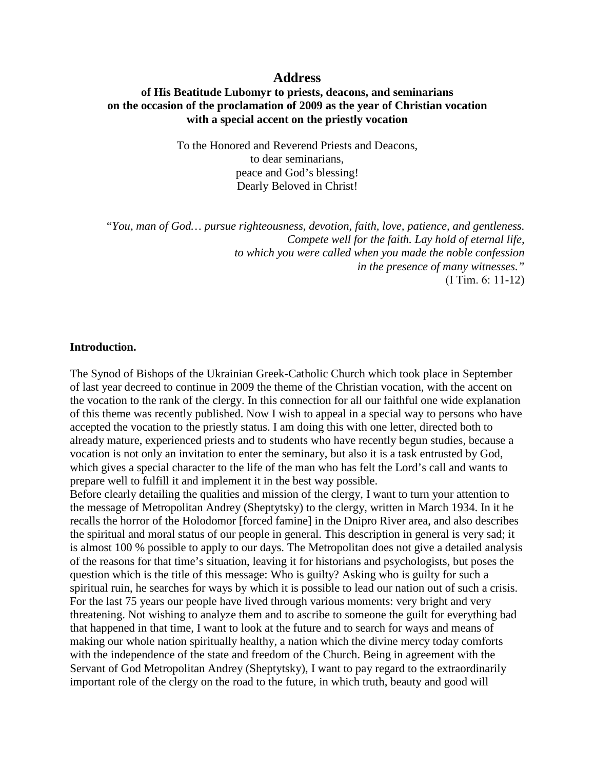# Address

### of His Beatitude Lubomyr to priests, deacons, and seminarians on the occasion of the proclamation of 2009 as the year of Christian vocation with a special accent on the priestly vocation

To the Honored and Reverend Priests and Deacons,
to dear seminarians,
peace and God's blessing!
Dearly Beloved in Christ!

*"You, man of God… pursue righteousness, devotion, faith, love, patience, and gentleness. Compete well for the faith. Lay hold of eternal life, to which you were called when you made the noble confession in the presence of many witnesses."*
(I Tim. 6: 11-12)

**Introduction.**

The Synod of Bishops of the Ukrainian Greek-Catholic Church which took place in September of last year decreed to continue in 2009 the theme of the Christian vocation, with the accent on the vocation to the rank of the clergy. In this connection for all our faithful one wide explanation of this theme was recently published. Now I wish to appeal in a special way to persons who have accepted the vocation to the priestly status. I am doing this with one letter, directed both to already mature, experienced priests and to students who have recently begun studies, because a vocation is not only an invitation to enter the seminary, but also it is a task entrusted by God, which gives a special character to the life of the man who has felt the Lord's call and wants to prepare well to fulfill it and implement it in the best way possible.

Before clearly detailing the qualities and mission of the clergy, I want to turn your attention to the message of Metropolitan Andrey (Sheptytsky) to the clergy, written in March 1934. In it he recalls the horror of the Holodomor [forced famine] in the Dnipro River area, and also describes the spiritual and moral status of our people in general. This description in general is very sad; it is almost 100 % possible to apply to our days. The Metropolitan does not give a detailed analysis of the reasons for that time's situation, leaving it for historians and psychologists, but poses the question which is the title of this message: Who is guilty? Asking who is guilty for such a spiritual ruin, he searches for ways by which it is possible to lead our nation out of such a crisis. For the last 75 years our people have lived through various moments: very bright and very threatening. Not wishing to analyze them and to ascribe to someone the guilt for everything bad that happened in that time, I want to look at the future and to search for ways and means of making our whole nation spiritually healthy, a nation which the divine mercy today comforts with the independence of the state and freedom of the Church. Being in agreement with the Servant of God Metropolitan Andrey (Sheptytsky), I want to pay regard to the extraordinarily important role of the clergy on the road to the future, in which truth, beauty and good will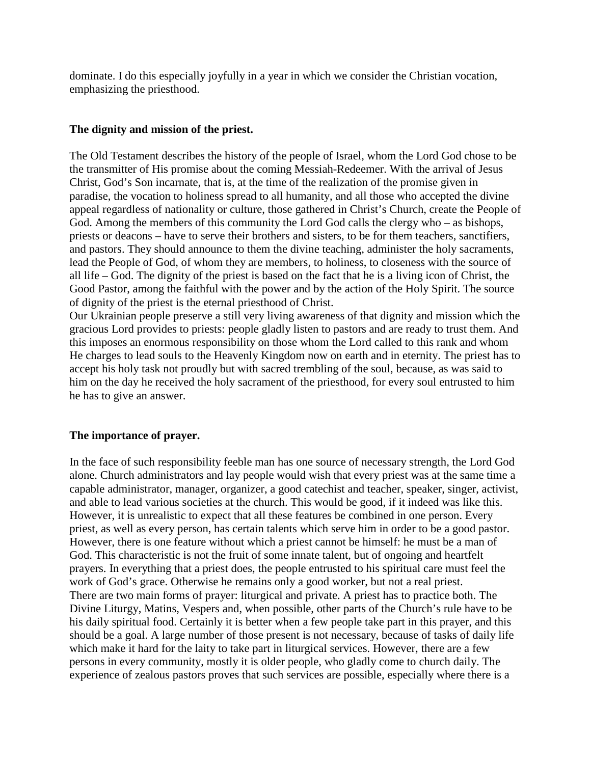dominate. I do this especially joyfully in a year in which we consider the Christian vocation, emphasizing the priesthood.

**The dignity and mission of the priest.**

The Old Testament describes the history of the people of Israel, whom the Lord God chose to be the transmitter of His promise about the coming Messiah-Redeemer. With the arrival of Jesus Christ, God's Son incarnate, that is, at the time of the realization of the promise given in paradise, the vocation to holiness spread to all humanity, and all those who accepted the divine appeal regardless of nationality or culture, those gathered in Christ's Church, create the People of God. Among the members of this community the Lord God calls the clergy who – as bishops, priests or deacons – have to serve their brothers and sisters, to be for them teachers, sanctifiers, and pastors. They should announce to them the divine teaching, administer the holy sacraments, lead the People of God, of whom they are members, to holiness, to closeness with the source of all life – God. The dignity of the priest is based on the fact that he is a living icon of Christ, the Good Pastor, among the faithful with the power and by the action of the Holy Spirit. The source of dignity of the priest is the eternal priesthood of Christ.

Our Ukrainian people preserve a still very living awareness of that dignity and mission which the gracious Lord provides to priests: people gladly listen to pastors and are ready to trust them. And this imposes an enormous responsibility on those whom the Lord called to this rank and whom He charges to lead souls to the Heavenly Kingdom now on earth and in eternity. The priest has to accept his holy task not proudly but with sacred trembling of the soul, because, as was said to him on the day he received the holy sacrament of the priesthood, for every soul entrusted to him he has to give an answer.

**The importance of prayer.**

In the face of such responsibility feeble man has one source of necessary strength, the Lord God alone. Church administrators and lay people would wish that every priest was at the same time a capable administrator, manager, organizer, a good catechist and teacher, speaker, singer, activist, and able to lead various societies at the church. This would be good, if it indeed was like this. However, it is unrealistic to expect that all these features be combined in one person. Every priest, as well as every person, has certain talents which serve him in order to be a good pastor. However, there is one feature without which a priest cannot be himself: he must be a man of God. This characteristic is not the fruit of some innate talent, but of ongoing and heartfelt prayers. In everything that a priest does, the people entrusted to his spiritual care must feel the work of God's grace. Otherwise he remains only a good worker, but not a real priest.

There are two main forms of prayer: liturgical and private. A priest has to practice both. The Divine Liturgy, Matins, Vespers and, when possible, other parts of the Church's rule have to be his daily spiritual food. Certainly it is better when a few people take part in this prayer, and this should be a goal. A large number of those present is not necessary, because of tasks of daily life which make it hard for the laity to take part in liturgical services. However, there are a few persons in every community, mostly it is older people, who gladly come to church daily. The experience of zealous pastors proves that such services are possible, especially where there is a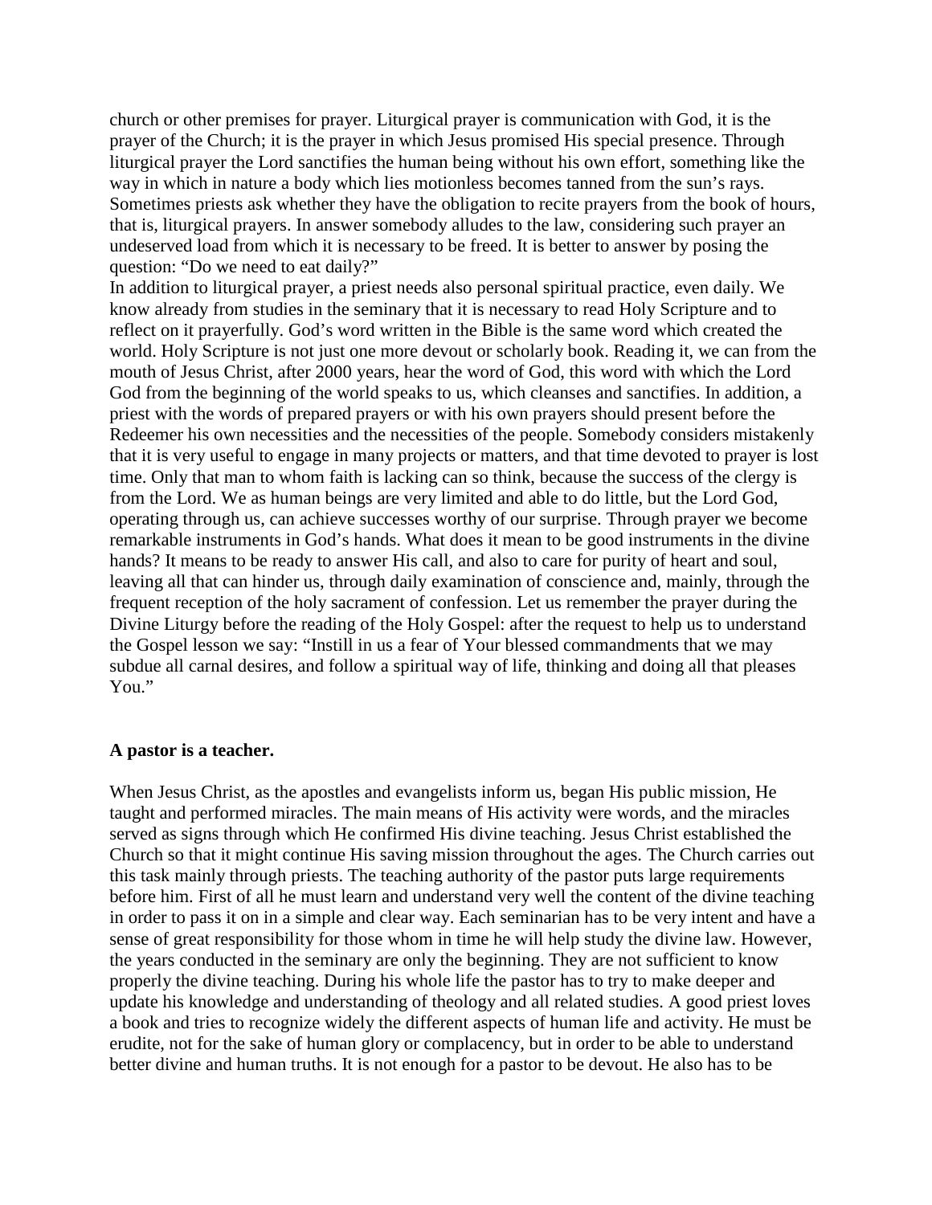church or other premises for prayer. Liturgical prayer is communication with God, it is the prayer of the Church; it is the prayer in which Jesus promised His special presence. Through liturgical prayer the Lord sanctifies the human being without his own effort, something like the way in which in nature a body which lies motionless becomes tanned from the sun's rays. Sometimes priests ask whether they have the obligation to recite prayers from the book of hours, that is, liturgical prayers. In answer somebody alludes to the law, considering such prayer an undeserved load from which it is necessary to be freed. It is better to answer by posing the question: "Do we need to eat daily?"

In addition to liturgical prayer, a priest needs also personal spiritual practice, even daily. We know already from studies in the seminary that it is necessary to read Holy Scripture and to reflect on it prayerfully. God's word written in the Bible is the same word which created the world. Holy Scripture is not just one more devout or scholarly book. Reading it, we can from the mouth of Jesus Christ, after 2000 years, hear the word of God, this word with which the Lord God from the beginning of the world speaks to us, which cleanses and sanctifies. In addition, a priest with the words of prepared prayers or with his own prayers should present before the Redeemer his own necessities and the necessities of the people. Somebody considers mistakenly that it is very useful to engage in many projects or matters, and that time devoted to prayer is lost time. Only that man to whom faith is lacking can so think, because the success of the clergy is from the Lord. We as human beings are very limited and able to do little, but the Lord God, operating through us, can achieve successes worthy of our surprise. Through prayer we become remarkable instruments in God's hands. What does it mean to be good instruments in the divine hands? It means to be ready to answer His call, and also to care for purity of heart and soul, leaving all that can hinder us, through daily examination of conscience and, mainly, through the frequent reception of the holy sacrament of confession. Let us remember the prayer during the Divine Liturgy before the reading of the Holy Gospel: after the request to help us to understand the Gospel lesson we say: "Instill in us a fear of Your blessed commandments that we may subdue all carnal desires, and follow a spiritual way of life, thinking and doing all that pleases You."

**A pastor is a teacher.**

When Jesus Christ, as the apostles and evangelists inform us, began His public mission, He taught and performed miracles. The main means of His activity were words, and the miracles served as signs through which He confirmed His divine teaching. Jesus Christ established the Church so that it might continue His saving mission throughout the ages. The Church carries out this task mainly through priests. The teaching authority of the pastor puts large requirements before him. First of all he must learn and understand very well the content of the divine teaching in order to pass it on in a simple and clear way. Each seminarian has to be very intent and have a sense of great responsibility for those whom in time he will help study the divine law. However, the years conducted in the seminary are only the beginning. They are not sufficient to know properly the divine teaching. During his whole life the pastor has to try to make deeper and update his knowledge and understanding of theology and all related studies. A good priest loves a book and tries to recognize widely the different aspects of human life and activity. He must be erudite, not for the sake of human glory or complacency, but in order to be able to understand better divine and human truths. It is not enough for a pastor to be devout. He also has to be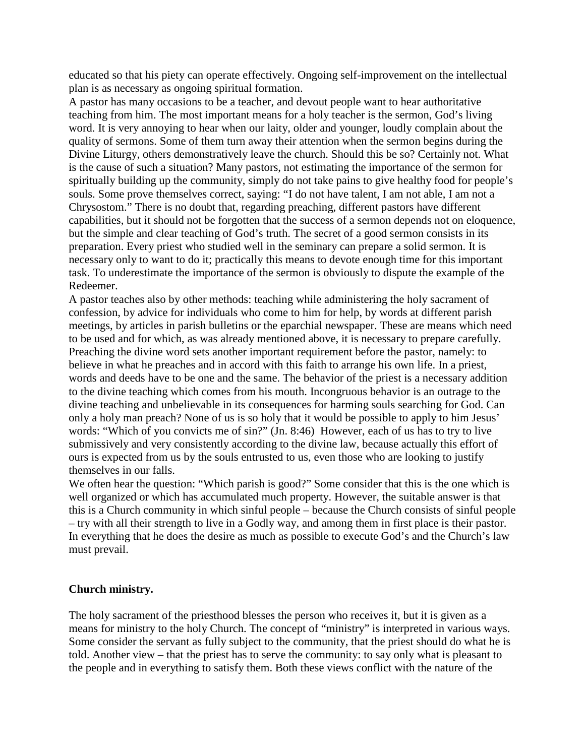educated so that his piety can operate effectively. Ongoing self-improvement on the intellectual plan is as necessary as ongoing spiritual formation.

A pastor has many occasions to be a teacher, and devout people want to hear authoritative teaching from him. The most important means for a holy teacher is the sermon, God's living word. It is very annoying to hear when our laity, older and younger, loudly complain about the quality of sermons. Some of them turn away their attention when the sermon begins during the Divine Liturgy, others demonstratively leave the church. Should this be so? Certainly not. What is the cause of such a situation? Many pastors, not estimating the importance of the sermon for spiritually building up the community, simply do not take pains to give healthy food for people's souls. Some prove themselves correct, saying: "I do not have talent, I am not able, I am not a Chrysostom." There is no doubt that, regarding preaching, different pastors have different capabilities, but it should not be forgotten that the success of a sermon depends not on eloquence, but the simple and clear teaching of God's truth. The secret of a good sermon consists in its preparation. Every priest who studied well in the seminary can prepare a solid sermon. It is necessary only to want to do it; practically this means to devote enough time for this important task. To underestimate the importance of the sermon is obviously to dispute the example of the Redeemer.

A pastor teaches also by other methods: teaching while administering the holy sacrament of confession, by advice for individuals who come to him for help, by words at different parish meetings, by articles in parish bulletins or the eparchial newspaper. These are means which need to be used and for which, as was already mentioned above, it is necessary to prepare carefully. Preaching the divine word sets another important requirement before the pastor, namely: to believe in what he preaches and in accord with this faith to arrange his own life. In a priest, words and deeds have to be one and the same. The behavior of the priest is a necessary addition to the divine teaching which comes from his mouth. Incongruous behavior is an outrage to the divine teaching and unbelievable in its consequences for harming souls searching for God. Can only a holy man preach? None of us is so holy that it would be possible to apply to him Jesus' words: "Which of you convicts me of sin?" (Jn. 8:46) However, each of us has to try to live submissively and very consistently according to the divine law, because actually this effort of ours is expected from us by the souls entrusted to us, even those who are looking to justify themselves in our falls.

We often hear the question: "Which parish is good?" Some consider that this is the one which is well organized or which has accumulated much property. However, the suitable answer is that this is a Church community in which sinful people – because the Church consists of sinful people – try with all their strength to live in a Godly way, and among them in first place is their pastor. In everything that he does the desire as much as possible to execute God's and the Church's law must prevail.

### Church ministry.

The holy sacrament of the priesthood blesses the person who receives it, but it is given as a means for ministry to the holy Church. The concept of "ministry" is interpreted in various ways. Some consider the servant as fully subject to the community, that the priest should do what he is told. Another view – that the priest has to serve the community: to say only what is pleasant to the people and in everything to satisfy them. Both these views conflict with the nature of the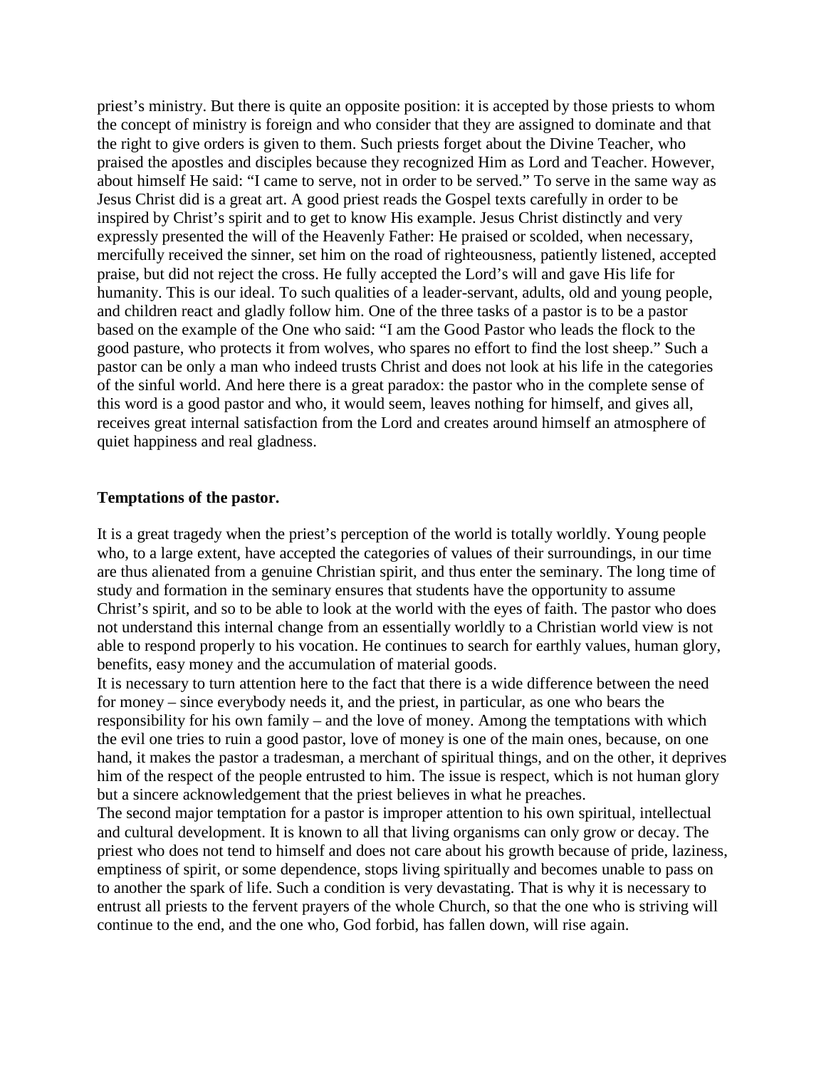priest's ministry. But there is quite an opposite position: it is accepted by those priests to whom the concept of ministry is foreign and who consider that they are assigned to dominate and that the right to give orders is given to them. Such priests forget about the Divine Teacher, who praised the apostles and disciples because they recognized Him as Lord and Teacher. However, about himself He said: "I came to serve, not in order to be served." To serve in the same way as Jesus Christ did is a great art. A good priest reads the Gospel texts carefully in order to be inspired by Christ's spirit and to get to know His example. Jesus Christ distinctly and very expressly presented the will of the Heavenly Father: He praised or scolded, when necessary, mercifully received the sinner, set him on the road of righteousness, patiently listened, accepted praise, but did not reject the cross. He fully accepted the Lord's will and gave His life for humanity. This is our ideal. To such qualities of a leader-servant, adults, old and young people, and children react and gladly follow him. One of the three tasks of a pastor is to be a pastor based on the example of the One who said: "I am the Good Pastor who leads the flock to the good pasture, who protects it from wolves, who spares no effort to find the lost sheep." Such a pastor can be only a man who indeed trusts Christ and does not look at his life in the categories of the sinful world. And here there is a great paradox: the pastor who in the complete sense of this word is a good pastor and who, it would seem, leaves nothing for himself, and gives all, receives great internal satisfaction from the Lord and creates around himself an atmosphere of quiet happiness and real gladness.

**Temptations of the pastor.**

It is a great tragedy when the priest's perception of the world is totally worldly. Young people who, to a large extent, have accepted the categories of values of their surroundings, in our time are thus alienated from a genuine Christian spirit, and thus enter the seminary. The long time of study and formation in the seminary ensures that students have the opportunity to assume Christ's spirit, and so to be able to look at the world with the eyes of faith. The pastor who does not understand this internal change from an essentially worldly to a Christian world view is not able to respond properly to his vocation. He continues to search for earthly values, human glory, benefits, easy money and the accumulation of material goods.

It is necessary to turn attention here to the fact that there is a wide difference between the need for money – since everybody needs it, and the priest, in particular, as one who bears the responsibility for his own family – and the love of money. Among the temptations with which the evil one tries to ruin a good pastor, love of money is one of the main ones, because, on one hand, it makes the pastor a tradesman, a merchant of spiritual things, and on the other, it deprives him of the respect of the people entrusted to him. The issue is respect, which is not human glory but a sincere acknowledgement that the priest believes in what he preaches.

The second major temptation for a pastor is improper attention to his own spiritual, intellectual and cultural development. It is known to all that living organisms can only grow or decay. The priest who does not tend to himself and does not care about his growth because of pride, laziness, emptiness of spirit, or some dependence, stops living spiritually and becomes unable to pass on to another the spark of life. Such a condition is very devastating. That is why it is necessary to entrust all priests to the fervent prayers of the whole Church, so that the one who is striving will continue to the end, and the one who, God forbid, has fallen down, will rise again.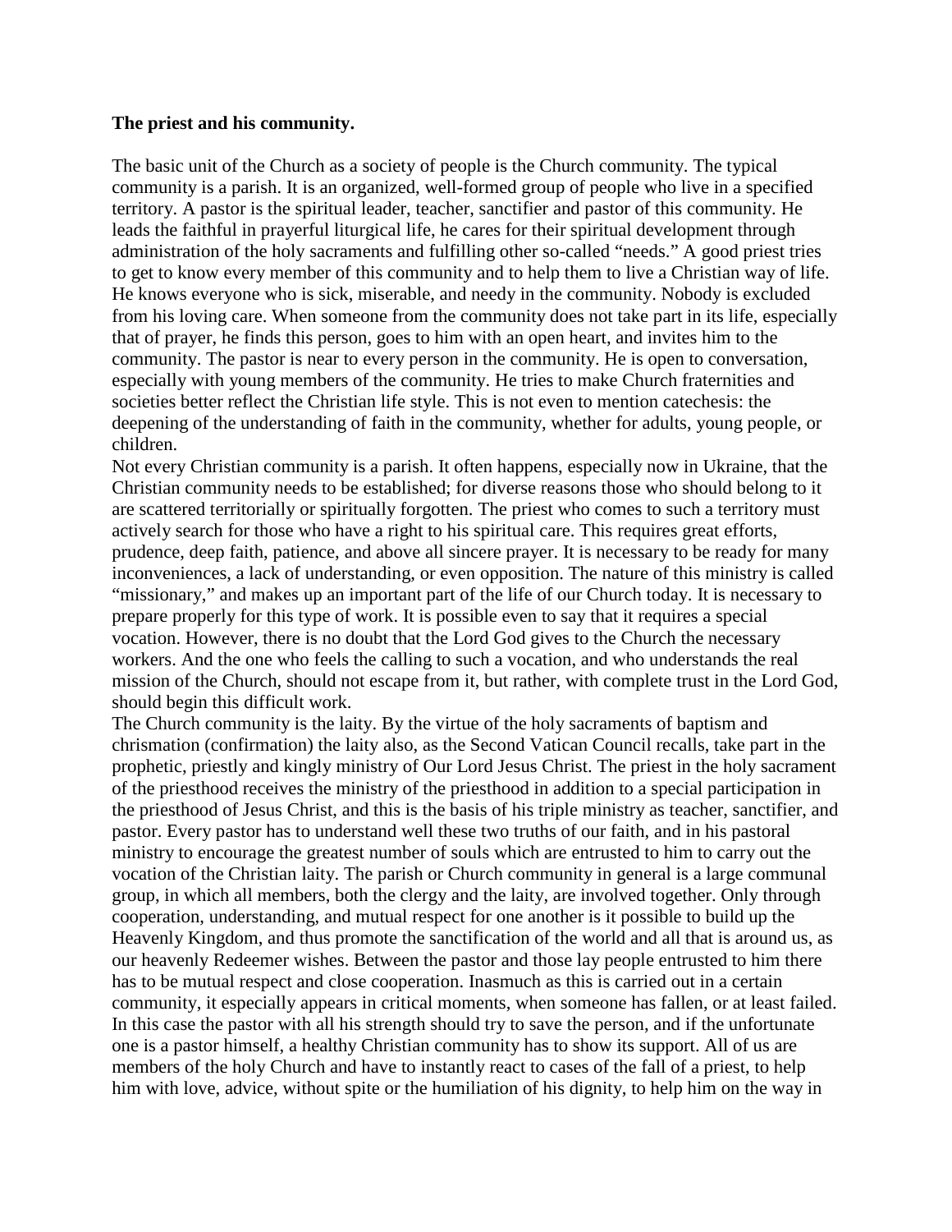**The priest and his community.**

The basic unit of the Church as a society of people is the Church community. The typical community is a parish. It is an organized, well-formed group of people who live in a specified territory. A pastor is the spiritual leader, teacher, sanctifier and pastor of this community. He leads the faithful in prayerful liturgical life, he cares for their spiritual development through administration of the holy sacraments and fulfilling other so-called "needs." A good priest tries to get to know every member of this community and to help them to live a Christian way of life. He knows everyone who is sick, miserable, and needy in the community. Nobody is excluded from his loving care. When someone from the community does not take part in its life, especially that of prayer, he finds this person, goes to him with an open heart, and invites him to the community. The pastor is near to every person in the community. He is open to conversation, especially with young members of the community. He tries to make Church fraternities and societies better reflect the Christian life style. This is not even to mention catechesis: the deepening of the understanding of faith in the community, whether for adults, young people, or children.

Not every Christian community is a parish. It often happens, especially now in Ukraine, that the Christian community needs to be established; for diverse reasons those who should belong to it are scattered territorially or spiritually forgotten. The priest who comes to such a territory must actively search for those who have a right to his spiritual care. This requires great efforts, prudence, deep faith, patience, and above all sincere prayer. It is necessary to be ready for many inconveniences, a lack of understanding, or even opposition. The nature of this ministry is called "missionary," and makes up an important part of the life of our Church today. It is necessary to prepare properly for this type of work. It is possible even to say that it requires a special vocation. However, there is no doubt that the Lord God gives to the Church the necessary workers. And the one who feels the calling to such a vocation, and who understands the real mission of the Church, should not escape from it, but rather, with complete trust in the Lord God, should begin this difficult work.

The Church community is the laity. By the virtue of the holy sacraments of baptism and chrismation (confirmation) the laity also, as the Second Vatican Council recalls, take part in the prophetic, priestly and kingly ministry of Our Lord Jesus Christ. The priest in the holy sacrament of the priesthood receives the ministry of the priesthood in addition to a special participation in the priesthood of Jesus Christ, and this is the basis of his triple ministry as teacher, sanctifier, and pastor. Every pastor has to understand well these two truths of our faith, and in his pastoral ministry to encourage the greatest number of souls which are entrusted to him to carry out the vocation of the Christian laity. The parish or Church community in general is a large communal group, in which all members, both the clergy and the laity, are involved together. Only through cooperation, understanding, and mutual respect for one another is it possible to build up the Heavenly Kingdom, and thus promote the sanctification of the world and all that is around us, as our heavenly Redeemer wishes. Between the pastor and those lay people entrusted to him there has to be mutual respect and close cooperation. Inasmuch as this is carried out in a certain community, it especially appears in critical moments, when someone has fallen, or at least failed. In this case the pastor with all his strength should try to save the person, and if the unfortunate one is a pastor himself, a healthy Christian community has to show its support. All of us are members of the holy Church and have to instantly react to cases of the fall of a priest, to help him with love, advice, without spite or the humiliation of his dignity, to help him on the way in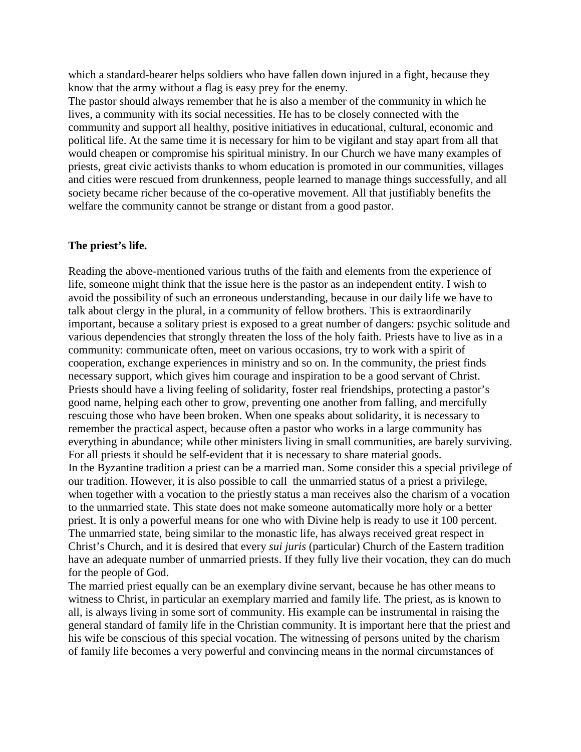which a standard-bearer helps soldiers who have fallen down injured in a fight, because they know that the army without a flag is easy prey for the enemy.

The pastor should always remember that he is also a member of the community in which he lives, a community with its social necessities. He has to be closely connected with the community and support all healthy, positive initiatives in educational, cultural, economic and political life. At the same time it is necessary for him to be vigilant and stay apart from all that would cheapen or compromise his spiritual ministry. In our Church we have many examples of priests, great civic activists thanks to whom education is promoted in our communities, villages and cities were rescued from drunkenness, people learned to manage things successfully, and all society became richer because of the co-operative movement. All that justifiably benefits the welfare the community cannot be strange or distant from a good pastor.

**The priest's life.**

Reading the above-mentioned various truths of the faith and elements from the experience of life, someone might think that the issue here is the pastor as an independent entity. I wish to avoid the possibility of such an erroneous understanding, because in our daily life we have to talk about clergy in the plural, in a community of fellow brothers. This is extraordinarily important, because a solitary priest is exposed to a great number of dangers: psychic solitude and various dependencies that strongly threaten the loss of the holy faith. Priests have to live as in a community: communicate often, meet on various occasions, try to work with a spirit of cooperation, exchange experiences in ministry and so on. In the community, the priest finds necessary support, which gives him courage and inspiration to be a good servant of Christ. Priests should have a living feeling of solidarity, foster real friendships, protecting a pastor's good name, helping each other to grow, preventing one another from falling, and mercifully rescuing those who have been broken. When one speaks about solidarity, it is necessary to remember the practical aspect, because often a pastor who works in a large community has everything in abundance; while other ministers living in small communities, are barely surviving. For all priests it should be self-evident that it is necessary to share material goods.

In the Byzantine tradition a priest can be a married man. Some consider this a special privilege of our tradition. However, it is also possible to call the unmarried status of a priest a privilege, when together with a vocation to the priestly status a man receives also the charism of a vocation to the unmarried state. This state does not make someone automatically more holy or a better priest. It is only a powerful means for one who with Divine help is ready to use it 100 percent. The unmarried state, being similar to the monastic life, has always received great respect in Christ's Church, and it is desired that every *sui juris* (particular) Church of the Eastern tradition have an adequate number of unmarried priests. If they fully live their vocation, they can do much for the people of God.

The married priest equally can be an exemplary divine servant, because he has other means to witness to Christ, in particular an exemplary married and family life. The priest, as is known to all, is always living in some sort of community. His example can be instrumental in raising the general standard of family life in the Christian community. It is important here that the priest and his wife be conscious of this special vocation. The witnessing of persons united by the charism of family life becomes a very powerful and convincing means in the normal circumstances of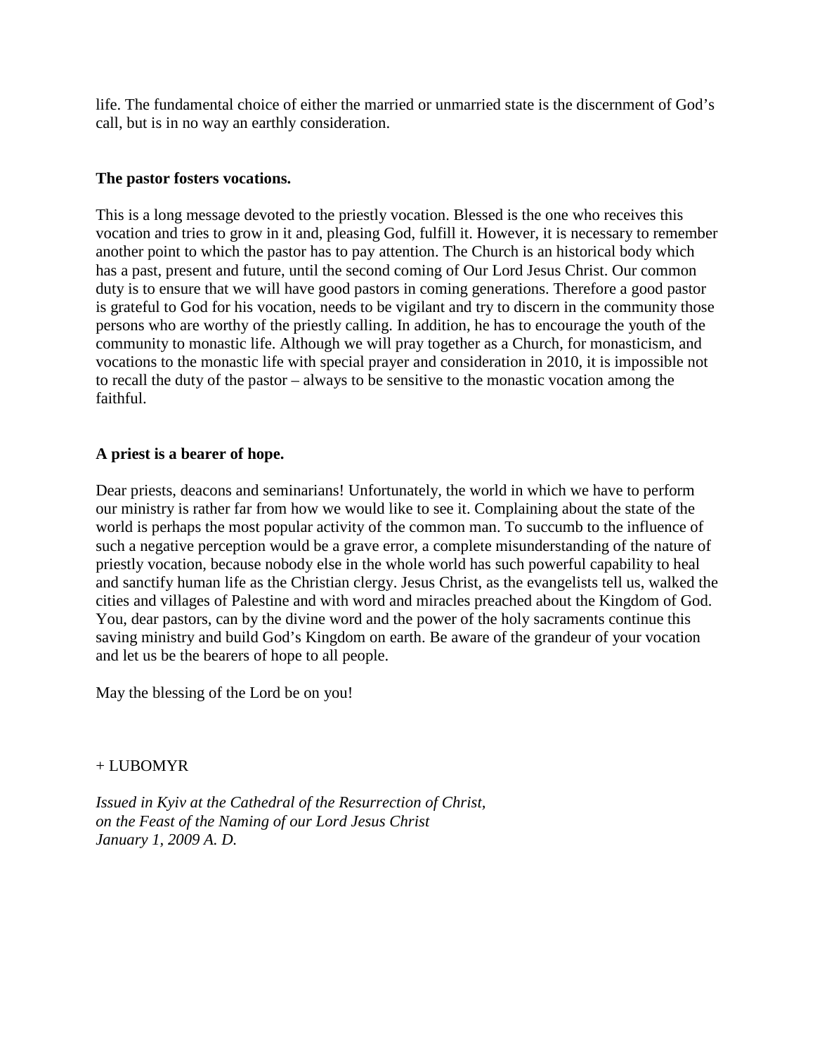life. The fundamental choice of either the married or unmarried state is the discernment of God's call, but is in no way an earthly consideration.

**The pastor fosters vocations.**

This is a long message devoted to the priestly vocation. Blessed is the one who receives this vocation and tries to grow in it and, pleasing God, fulfill it. However, it is necessary to remember another point to which the pastor has to pay attention. The Church is an historical body which has a past, present and future, until the second coming of Our Lord Jesus Christ. Our common duty is to ensure that we will have good pastors in coming generations. Therefore a good pastor is grateful to God for his vocation, needs to be vigilant and try to discern in the community those persons who are worthy of the priestly calling. In addition, he has to encourage the youth of the community to monastic life. Although we will pray together as a Church, for monasticism, and vocations to the monastic life with special prayer and consideration in 2010, it is impossible not to recall the duty of the pastor – always to be sensitive to the monastic vocation among the faithful.

**A priest is a bearer of hope.**

Dear priests, deacons and seminarians! Unfortunately, the world in which we have to perform our ministry is rather far from how we would like to see it. Complaining about the state of the world is perhaps the most popular activity of the common man. To succumb to the influence of such a negative perception would be a grave error, a complete misunderstanding of the nature of priestly vocation, because nobody else in the whole world has such powerful capability to heal and sanctify human life as the Christian clergy. Jesus Christ, as the evangelists tell us, walked the cities and villages of Palestine and with word and miracles preached about the Kingdom of God. You, dear pastors, can by the divine word and the power of the holy sacraments continue this saving ministry and build God's Kingdom on earth. Be aware of the grandeur of your vocation and let us be the bearers of hope to all people.

May the blessing of the Lord be on you!

+ LUBOMYR

*Issued in Kyiv at the Cathedral of the Resurrection of Christ,*
*on the Feast of the Naming of our Lord Jesus Christ*
*January 1, 2009 A. D.*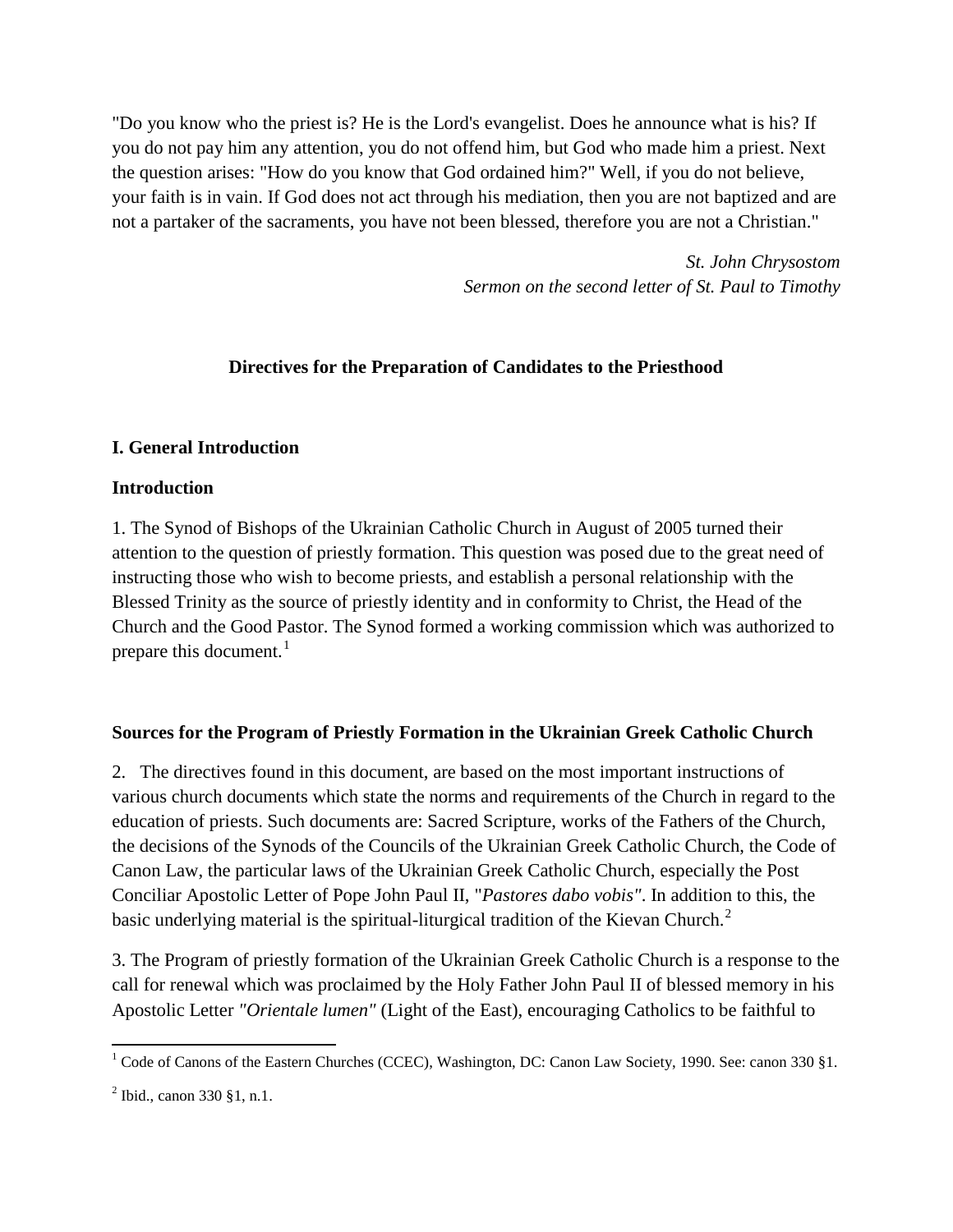"Do you know who the priest is? He is the Lord's evangelist. Does he announce what is his? If you do not pay him any attention, you do not offend him, but God who made him a priest. Next the question arises: "How do you know that God ordained him?" Well, if you do not believe, your faith is in vain. If God does not act through his mediation, then you are not baptized and are not a partaker of the sacraments, you have not been blessed, therefore you are not a Christian."

*St. John Chrysostom*
*Sermon on the second letter of St. Paul to Timothy*

## Directives for the Preparation of Candidates to the Priesthood

### I. General Introduction

### Introduction

1. The Synod of Bishops of the Ukrainian Catholic Church in August of 2005 turned their attention to the question of priestly formation. This question was posed due to the great need of instructing those who wish to become priests, and establish a personal relationship with the Blessed Trinity as the source of priestly identity and in conformity to Christ, the Head of the Church and the Good Pastor. The Synod formed a working commission which was authorized to prepare this document.[1]

### Sources for the Program of Priestly Formation in the Ukrainian Greek Catholic Church

2. The directives found in this document, are based on the most important instructions of various church documents which state the norms and requirements of the Church in regard to the education of priests. Such documents are: Sacred Scripture, works of the Fathers of the Church, the decisions of the Synods of the Councils of the Ukrainian Greek Catholic Church, the Code of Canon Law, the particular laws of the Ukrainian Greek Catholic Church, especially the Post Conciliar Apostolic Letter of Pope John Paul II, "*Pastores dabo vobis"*. In addition to this, the basic underlying material is the spiritual-liturgical tradition of the Kievan Church.[2]

3. The Program of priestly formation of the Ukrainian Greek Catholic Church is a response to the call for renewal which was proclaimed by the Holy Father John Paul II of blessed memory in his Apostolic Letter *"Orientale lumen"* (Light of the East), encouraging Catholics to be faithful to

[1] Code of Canons of the Eastern Churches (CCEC), Washington, DC: Canon Law Society, 1990. See: canon 330 §1.

[2] Ibid., canon 330 §1, n.1.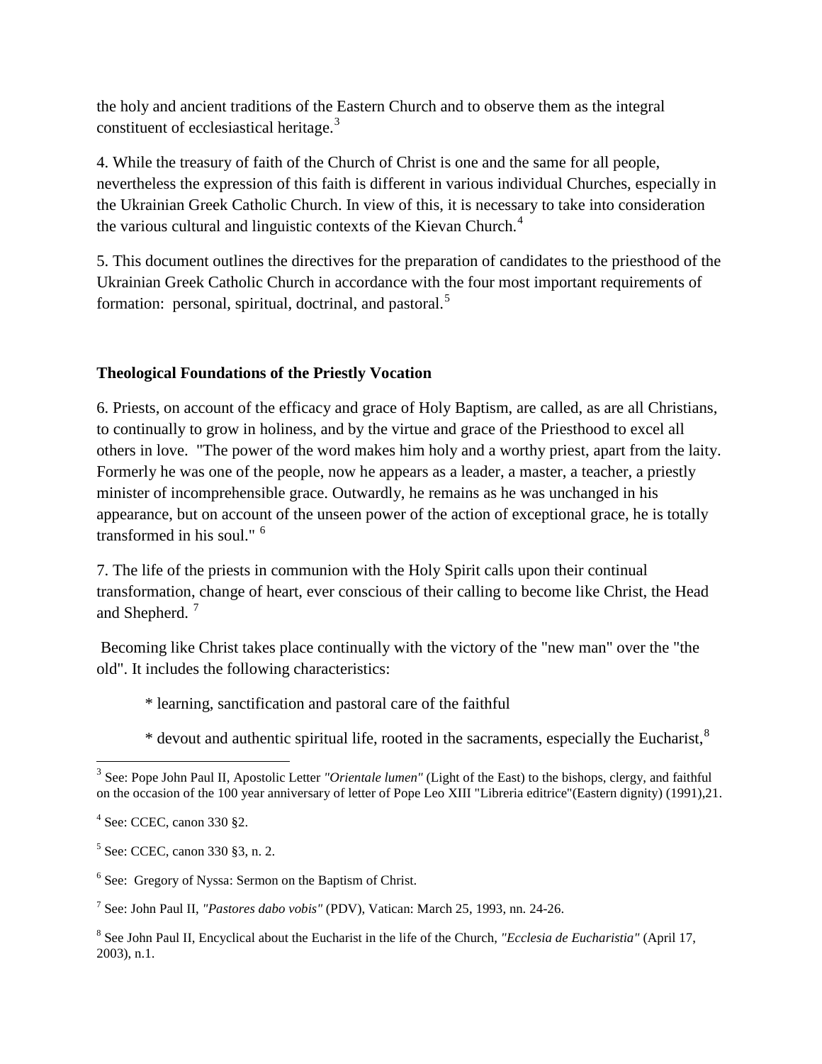the holy and ancient traditions of the Eastern Church and to observe them as the integral constituent of ecclesiastical heritage.[3]

4. While the treasury of faith of the Church of Christ is one and the same for all people, nevertheless the expression of this faith is different in various individual Churches, especially in the Ukrainian Greek Catholic Church. In view of this, it is necessary to take into consideration the various cultural and linguistic contexts of the Kievan Church.[4]

5. This document outlines the directives for the preparation of candidates to the priesthood of the Ukrainian Greek Catholic Church in accordance with the four most important requirements of formation: personal, spiritual, doctrinal, and pastoral.[5]

**Theological Foundations of the Priestly Vocation**

6. Priests, on account of the efficacy and grace of Holy Baptism, are called, as are all Christians, to continually to grow in holiness, and by the virtue and grace of the Priesthood to excel all others in love. "The power of the word makes him holy and a worthy priest, apart from the laity. Formerly he was one of the people, now he appears as a leader, a master, a teacher, a priestly minister of incomprehensible grace. Outwardly, he remains as he was unchanged in his appearance, but on account of the unseen power of the action of exceptional grace, he is totally transformed in his soul." [6]

7. The life of the priests in communion with the Holy Spirit calls upon their continual transformation, change of heart, ever conscious of their calling to become like Christ, the Head and Shepherd. [7]

Becoming like Christ takes place continually with the victory of the "new man" over the "the old". It includes the following characteristics:

* learning, sanctification and pastoral care of the faithful
* devout and authentic spiritual life, rooted in the sacraments, especially the Eucharist,[8]

---

[3] See: Pope John Paul II, Apostolic Letter *"Orientale lumen"* (Light of the East) to the bishops, clergy, and faithful on the occasion of the 100 year anniversary of letter of Pope Leo XIII "Libreria editrice"(Eastern dignity) (1991),21.

[4] See: CCEC, canon 330 §2.

[5] See: CCEC, canon 330 §3, n. 2.

[6] See: Gregory of Nyssa: Sermon on the Baptism of Christ.

[7] See: John Paul II, *"Pastores dabo vobis"* (PDV), Vatican: March 25, 1993, nn. 24-26.

[8] See John Paul II, Encyclical about the Eucharist in the life of the Church, *"Ecclesia de Eucharistia"* (April 17, 2003), n.1.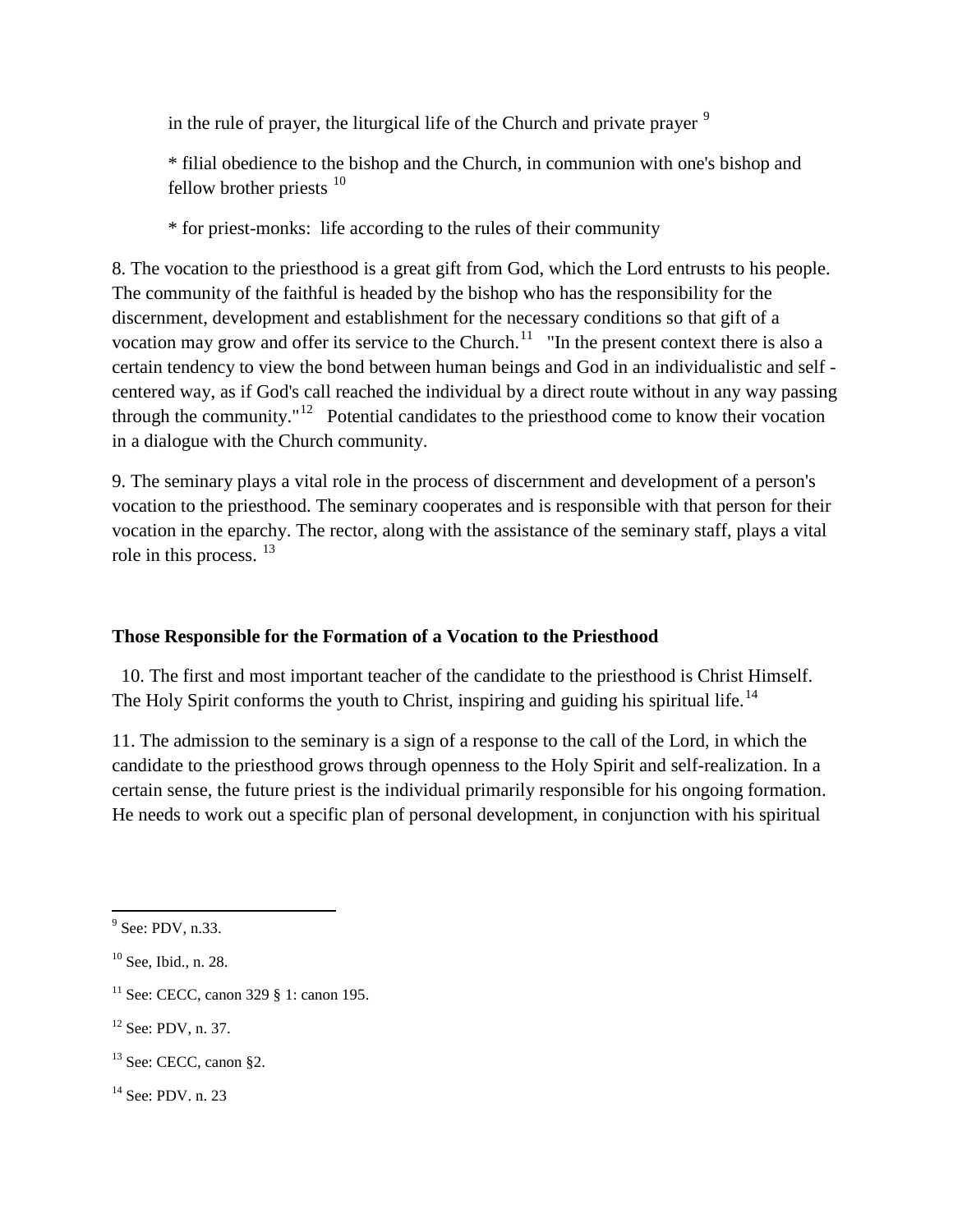in the rule of prayer, the liturgical life of the Church and private prayer [9]

* filial obedience to the bishop and the Church, in communion with one's bishop and fellow brother priests [10]

* for priest-monks: life according to the rules of their community

8. The vocation to the priesthood is a great gift from God, which the Lord entrusts to his people. The community of the faithful is headed by the bishop who has the responsibility for the discernment, development and establishment for the necessary conditions so that gift of a vocation may grow and offer its service to the Church.[11] "In the present context there is also a certain tendency to view the bond between human beings and God in an individualistic and self - centered way, as if God's call reached the individual by a direct route without in any way passing through the community."[12] Potential candidates to the priesthood come to know their vocation in a dialogue with the Church community.

9. The seminary plays a vital role in the process of discernment and development of a person's vocation to the priesthood. The seminary cooperates and is responsible with that person for their vocation in the eparchy. The rector, along with the assistance of the seminary staff, plays a vital role in this process. [13]

**Those Responsible for the Formation of a Vocation to the Priesthood**

10. The first and most important teacher of the candidate to the priesthood is Christ Himself. The Holy Spirit conforms the youth to Christ, inspiring and guiding his spiritual life.[14]

11. The admission to the seminary is a sign of a response to the call of the Lord, in which the candidate to the priesthood grows through openness to the Holy Spirit and self-realization. In a certain sense, the future priest is the individual primarily responsible for his ongoing formation. He needs to work out a specific plan of personal development, in conjunction with his spiritual

---

[9] See: PDV, n.33.

[10] See, Ibid., n. 28.

[11] See: CECC, canon 329 § 1: canon 195.

[12] See: PDV, n. 37.

[13] See: CECC, canon §2.

[14] See: PDV. n. 23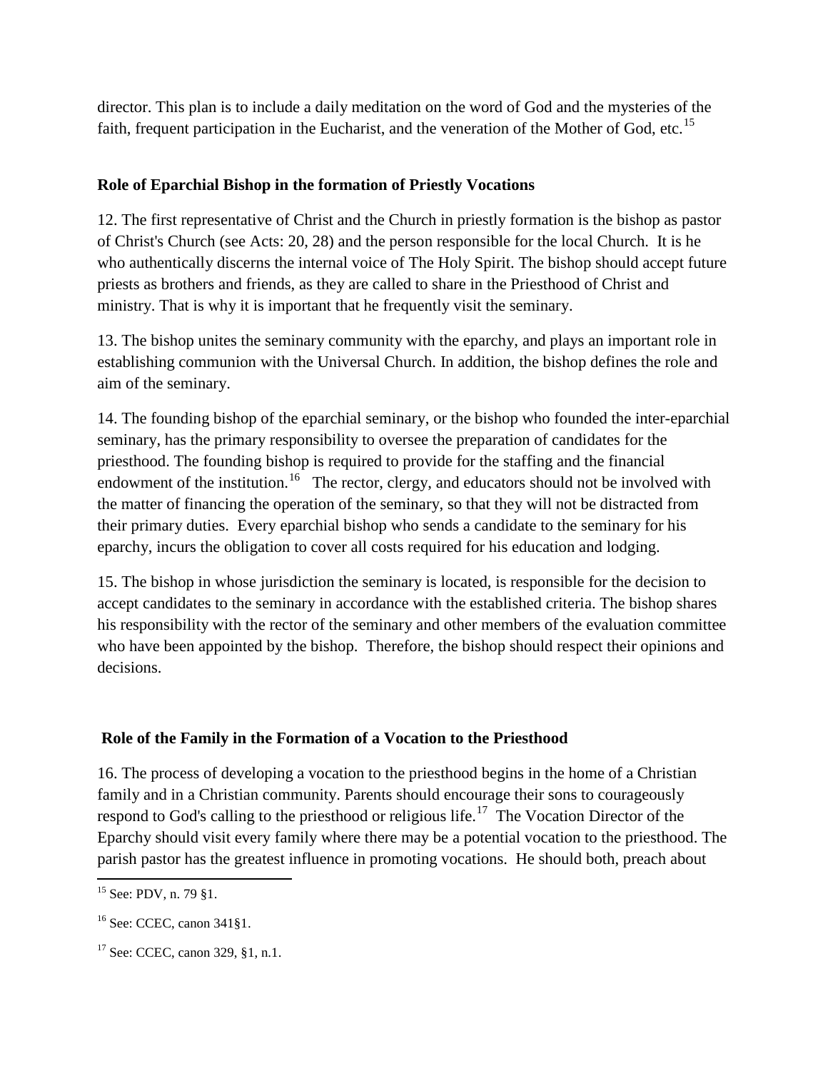director. This plan is to include a daily meditation on the word of God and the mysteries of the faith, frequent participation in the Eucharist, and the veneration of the Mother of God, etc.[15]

### Role of Eparchial Bishop in the formation of Priestly Vocations

12. The first representative of Christ and the Church in priestly formation is the bishop as pastor of Christ's Church (see Acts: 20, 28) and the person responsible for the local Church. It is he who authentically discerns the internal voice of The Holy Spirit. The bishop should accept future priests as brothers and friends, as they are called to share in the Priesthood of Christ and ministry. That is why it is important that he frequently visit the seminary.

13. The bishop unites the seminary community with the eparchy, and plays an important role in establishing communion with the Universal Church. In addition, the bishop defines the role and aim of the seminary.

14. The founding bishop of the eparchial seminary, or the bishop who founded the inter-eparchial seminary, has the primary responsibility to oversee the preparation of candidates for the priesthood. The founding bishop is required to provide for the staffing and the financial endowment of the institution.[16] The rector, clergy, and educators should not be involved with the matter of financing the operation of the seminary, so that they will not be distracted from their primary duties. Every eparchial bishop who sends a candidate to the seminary for his eparchy, incurs the obligation to cover all costs required for his education and lodging.

15. The bishop in whose jurisdiction the seminary is located, is responsible for the decision to accept candidates to the seminary in accordance with the established criteria. The bishop shares his responsibility with the rector of the seminary and other members of the evaluation committee who have been appointed by the bishop. Therefore, the bishop should respect their opinions and decisions.

### Role of the Family in the Formation of a Vocation to the Priesthood

16. The process of developing a vocation to the priesthood begins in the home of a Christian family and in a Christian community. Parents should encourage their sons to courageously respond to God's calling to the priesthood or religious life.[17] The Vocation Director of the Eparchy should visit every family where there may be a potential vocation to the priesthood. The parish pastor has the greatest influence in promoting vocations. He should both, preach about

---

[15] See: PDV, n. 79 §1.

[16] See: CCEC, canon 341§1.

[17] See: CCEC, canon 329, §1, n.1.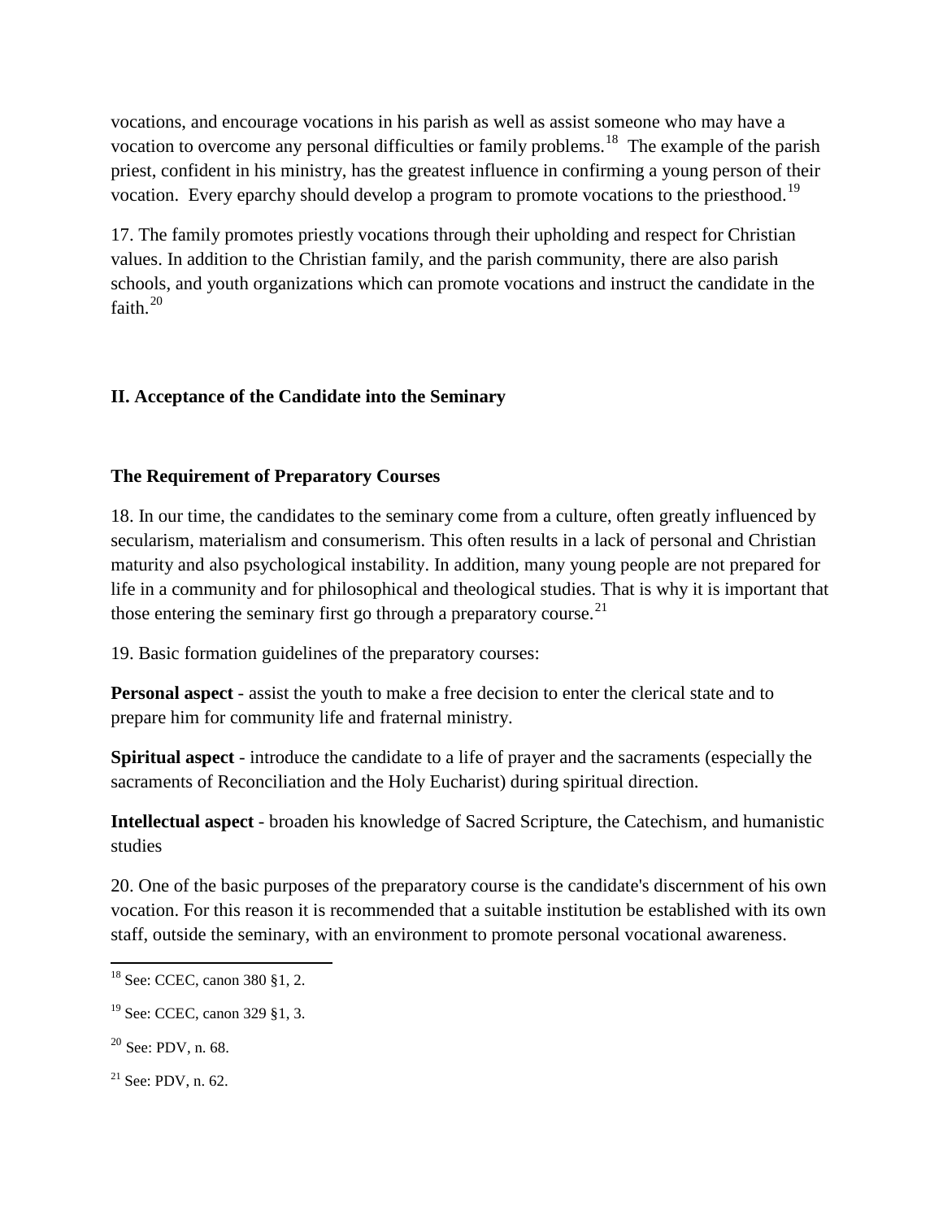vocations, and encourage vocations in his parish as well as assist someone who may have a vocation to overcome any personal difficulties or family problems.[18] The example of the parish priest, confident in his ministry, has the greatest influence in confirming a young person of their vocation. Every eparchy should develop a program to promote vocations to the priesthood.[19]

17. The family promotes priestly vocations through their upholding and respect for Christian values. In addition to the Christian family, and the parish community, there are also parish schools, and youth organizations which can promote vocations and instruct the candidate in the faith.[20]

## II. Acceptance of the Candidate into the Seminary

### The Requirement of Preparatory Courses

18. In our time, the candidates to the seminary come from a culture, often greatly influenced by secularism, materialism and consumerism. This often results in a lack of personal and Christian maturity and also psychological instability. In addition, many young people are not prepared for life in a community and for philosophical and theological studies. That is why it is important that those entering the seminary first go through a preparatory course.[21]

19. Basic formation guidelines of the preparatory courses:

**Personal aspect** - assist the youth to make a free decision to enter the clerical state and to prepare him for community life and fraternal ministry.

**Spiritual aspect** - introduce the candidate to a life of prayer and the sacraments (especially the sacraments of Reconciliation and the Holy Eucharist) during spiritual direction.

**Intellectual aspect** - broaden his knowledge of Sacred Scripture, the Catechism, and humanistic studies

20. One of the basic purposes of the preparatory course is the candidate's discernment of his own vocation. For this reason it is recommended that a suitable institution be established with its own staff, outside the seminary, with an environment to promote personal vocational awareness.

---

[18] See: CCEC, canon 380 §1, 2.

[19] See: CCEC, canon 329 §1, 3.

[20] See: PDV, n. 68.

[21] See: PDV, n. 62.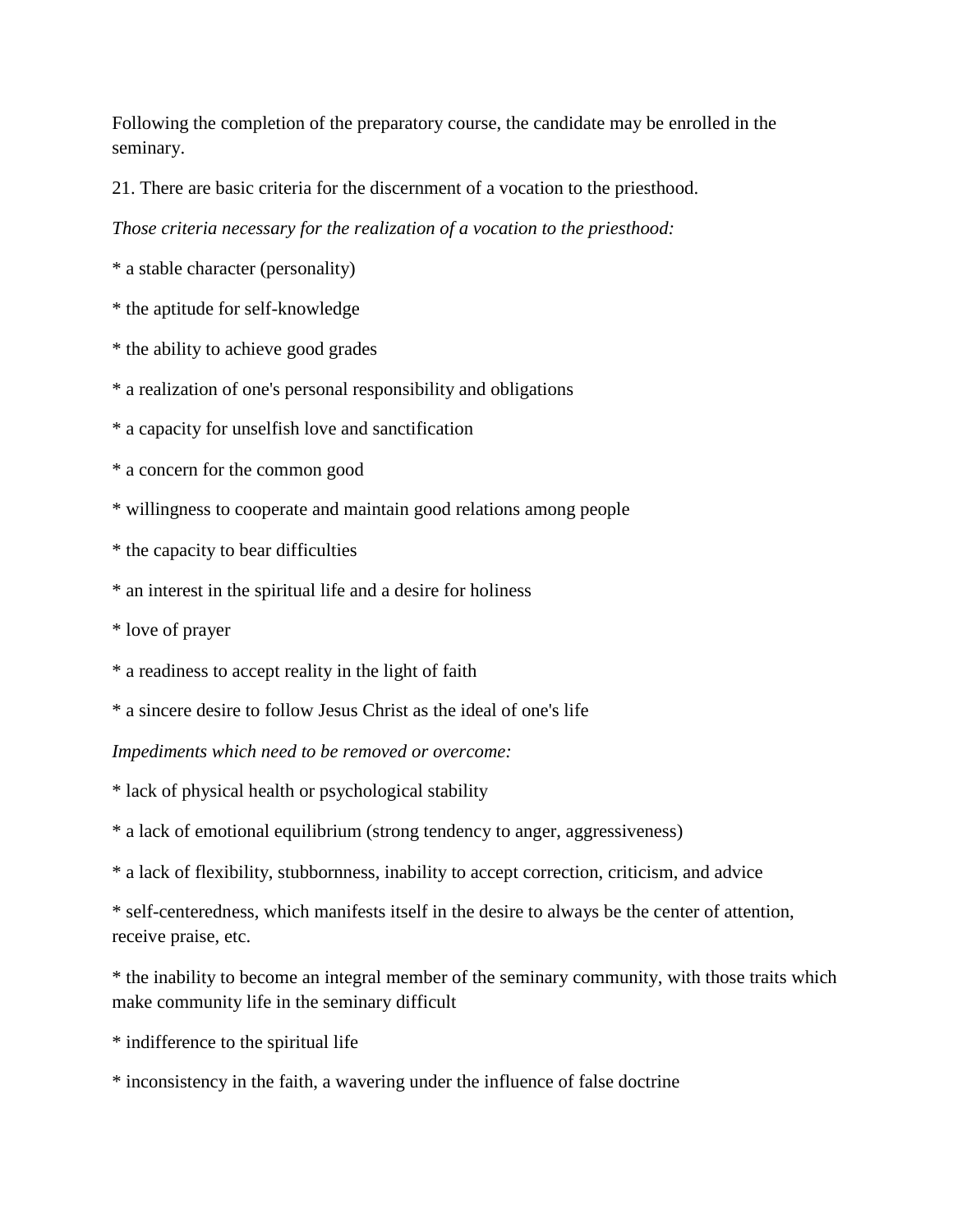Following the completion of the preparatory course, the candidate may be enrolled in the seminary.

21. There are basic criteria for the discernment of a vocation to the priesthood.

*Those criteria necessary for the realization of a vocation to the priesthood:*

* a stable character (personality)

* the aptitude for self-knowledge

* the ability to achieve good grades

* a realization of one's personal responsibility and obligations

* a capacity for unselfish love and sanctification

* a concern for the common good

* willingness to cooperate and maintain good relations among people

* the capacity to bear difficulties

* an interest in the spiritual life and a desire for holiness

* love of prayer

* a readiness to accept reality in the light of faith

* a sincere desire to follow Jesus Christ as the ideal of one's life

*Impediments which need to be removed or overcome:*

* lack of physical health or psychological stability

* a lack of emotional equilibrium (strong tendency to anger, aggressiveness)

* a lack of flexibility, stubbornness, inability to accept correction, criticism, and advice

* self-centeredness, which manifests itself in the desire to always be the center of attention, receive praise, etc.

* the inability to become an integral member of the seminary community, with those traits which make community life in the seminary difficult

* indifference to the spiritual life

* inconsistency in the faith, a wavering under the influence of false doctrine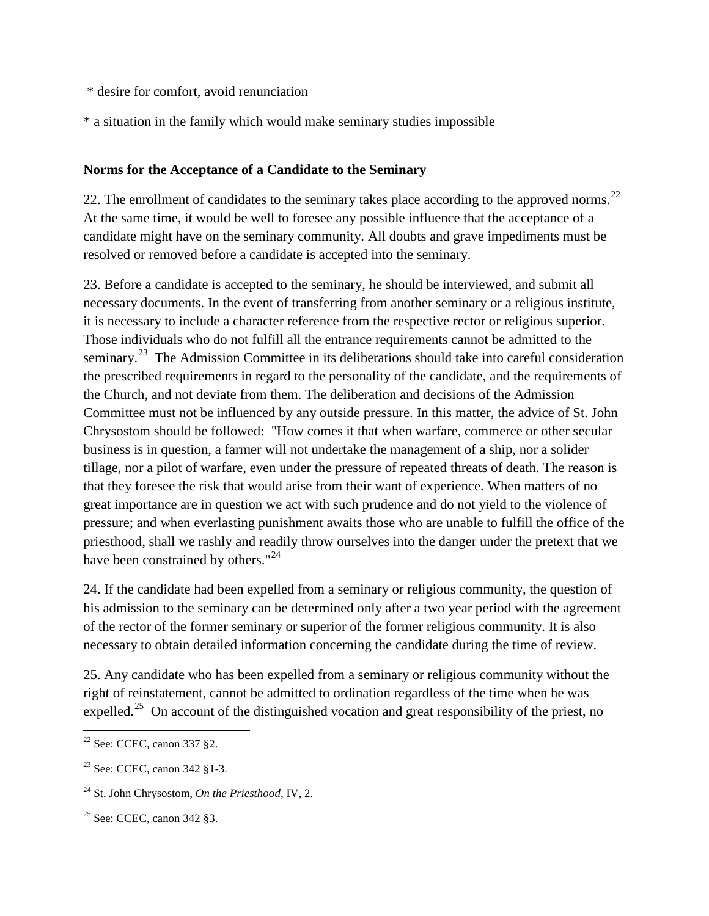* desire for comfort, avoid renunciation

* a situation in the family which would make seminary studies impossible

**Norms for the Acceptance of a Candidate to the Seminary**

22. The enrollment of candidates to the seminary takes place according to the approved norms.[22] At the same time, it would be well to foresee any possible influence that the acceptance of a candidate might have on the seminary community. All doubts and grave impediments must be resolved or removed before a candidate is accepted into the seminary.

23. Before a candidate is accepted to the seminary, he should be interviewed, and submit all necessary documents. In the event of transferring from another seminary or a religious institute, it is necessary to include a character reference from the respective rector or religious superior. Those individuals who do not fulfill all the entrance requirements cannot be admitted to the seminary.[23] The Admission Committee in its deliberations should take into careful consideration the prescribed requirements in regard to the personality of the candidate, and the requirements of the Church, and not deviate from them. The deliberation and decisions of the Admission Committee must not be influenced by any outside pressure. In this matter, the advice of St. John Chrysostom should be followed: "How comes it that when warfare, commerce or other secular business is in question, a farmer will not undertake the management of a ship, nor a solider tillage, nor a pilot of warfare, even under the pressure of repeated threats of death. The reason is that they foresee the risk that would arise from their want of experience. When matters of no great importance are in question we act with such prudence and do not yield to the violence of pressure; and when everlasting punishment awaits those who are unable to fulfill the office of the priesthood, shall we rashly and readily throw ourselves into the danger under the pretext that we have been constrained by others."[24]

24. If the candidate had been expelled from a seminary or religious community, the question of his admission to the seminary can be determined only after a two year period with the agreement of the rector of the former seminary or superior of the former religious community. It is also necessary to obtain detailed information concerning the candidate during the time of review.

25. Any candidate who has been expelled from a seminary or religious community without the right of reinstatement, cannot be admitted to ordination regardless of the time when he was expelled.[25] On account of the distinguished vocation and great responsibility of the priest, no

[22] See: CCEC, canon 337 §2.

[23] See: CCEC, canon 342 §1-3.

[24] St. John Chrysostom, *On the Priesthood*, IV, 2.

[25] See: CCEC, canon 342 §3.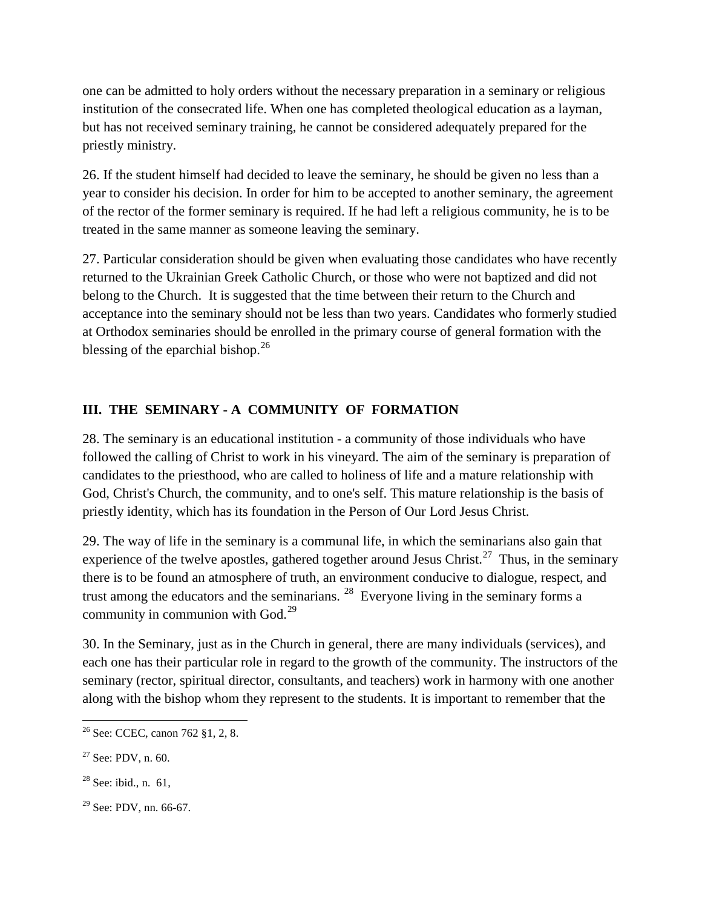one can be admitted to holy orders without the necessary preparation in a seminary or religious institution of the consecrated life. When one has completed theological education as a layman, but has not received seminary training, he cannot be considered adequately prepared for the priestly ministry.

26. If the student himself had decided to leave the seminary, he should be given no less than a year to consider his decision. In order for him to be accepted to another seminary, the agreement of the rector of the former seminary is required. If he had left a religious community, he is to be treated in the same manner as someone leaving the seminary.

27. Particular consideration should be given when evaluating those candidates who have recently returned to the Ukrainian Greek Catholic Church, or those who were not baptized and did not belong to the Church. It is suggested that the time between their return to the Church and acceptance into the seminary should not be less than two years. Candidates who formerly studied at Orthodox seminaries should be enrolled in the primary course of general formation with the blessing of the eparchial bishop.[26]

## III. THE SEMINARY - A COMMUNITY OF FORMATION

28. The seminary is an educational institution - a community of those individuals who have followed the calling of Christ to work in his vineyard. The aim of the seminary is preparation of candidates to the priesthood, who are called to holiness of life and a mature relationship with God, Christ's Church, the community, and to one's self. This mature relationship is the basis of priestly identity, which has its foundation in the Person of Our Lord Jesus Christ.

29. The way of life in the seminary is a communal life, in which the seminarians also gain that experience of the twelve apostles, gathered together around Jesus Christ.[27] Thus, in the seminary there is to be found an atmosphere of truth, an environment conducive to dialogue, respect, and trust among the educators and the seminarians. [28] Everyone living in the seminary forms a community in communion with God.[29]

30. In the Seminary, just as in the Church in general, there are many individuals (services), and each one has their particular role in regard to the growth of the community. The instructors of the seminary (rector, spiritual director, consultants, and teachers) work in harmony with one another along with the bishop whom they represent to the students. It is important to remember that the

---

[26] See: CCEC, canon 762 §1, 2, 8.

[27] See: PDV, n. 60.

[28] See: ibid., n. 61,

[29] See: PDV, nn. 66-67.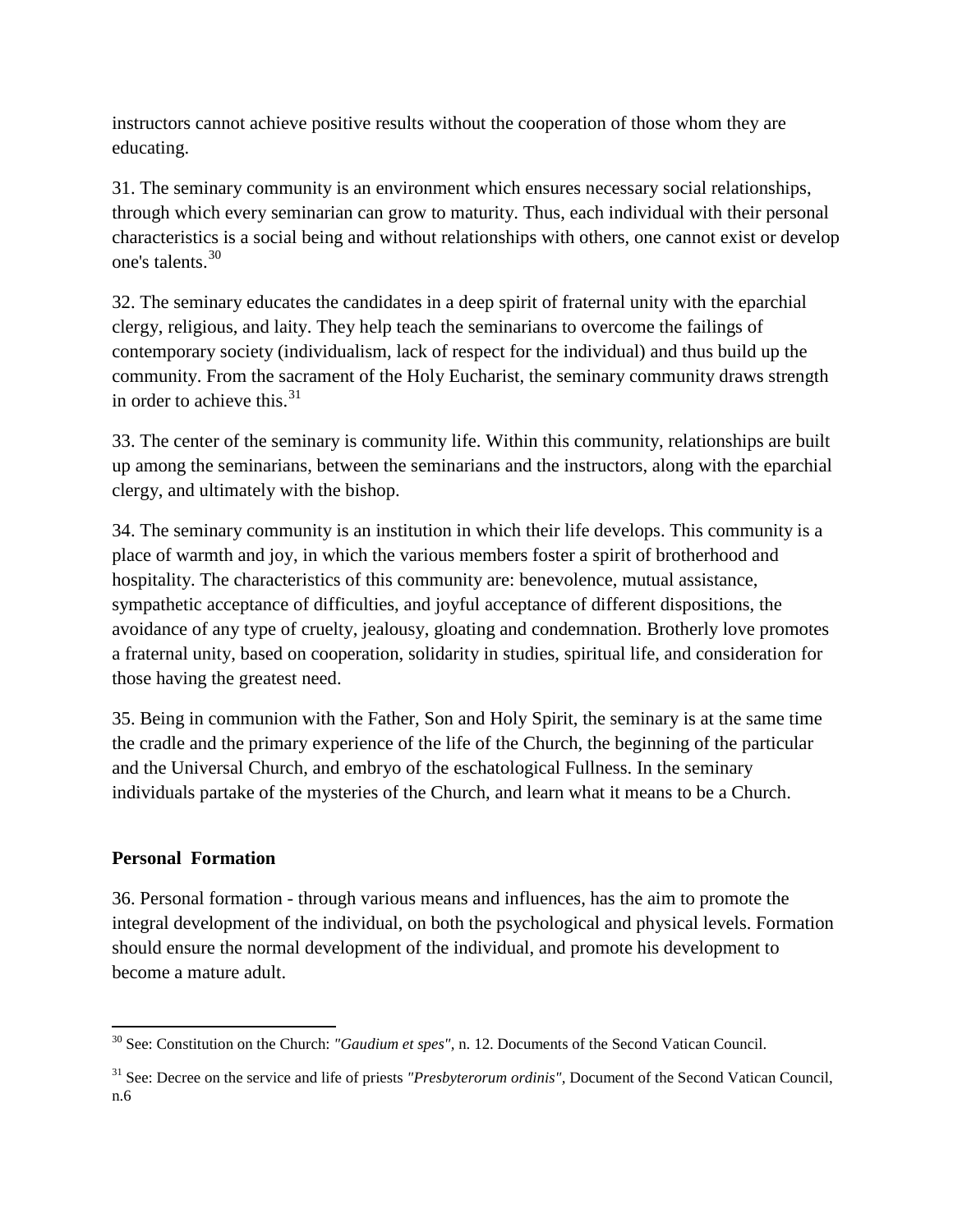instructors cannot achieve positive results without the cooperation of those whom they are educating.

31. The seminary community is an environment which ensures necessary social relationships, through which every seminarian can grow to maturity. Thus, each individual with their personal characteristics is a social being and without relationships with others, one cannot exist or develop one's talents.[30]

32. The seminary educates the candidates in a deep spirit of fraternal unity with the eparchial clergy, religious, and laity. They help teach the seminarians to overcome the failings of contemporary society (individualism, lack of respect for the individual) and thus build up the community. From the sacrament of the Holy Eucharist, the seminary community draws strength in order to achieve this.[31]

33. The center of the seminary is community life. Within this community, relationships are built up among the seminarians, between the seminarians and the instructors, along with the eparchial clergy, and ultimately with the bishop.

34. The seminary community is an institution in which their life develops. This community is a place of warmth and joy, in which the various members foster a spirit of brotherhood and hospitality. The characteristics of this community are: benevolence, mutual assistance, sympathetic acceptance of difficulties, and joyful acceptance of different dispositions, the avoidance of any type of cruelty, jealousy, gloating and condemnation. Brotherly love promotes a fraternal unity, based on cooperation, solidarity in studies, spiritual life, and consideration for those having the greatest need.

35. Being in communion with the Father, Son and Holy Spirit, the seminary is at the same time the cradle and the primary experience of the life of the Church, the beginning of the particular and the Universal Church, and embryo of the eschatological Fullness. In the seminary individuals partake of the mysteries of the Church, and learn what it means to be a Church.

**Personal Formation**

36. Personal formation - through various means and influences, has the aim to promote the integral development of the individual, on both the psychological and physical levels. Formation should ensure the normal development of the individual, and promote his development to become a mature adult.

---

[30] See: Constitution on the Church: *"Gaudium et spes"*, n. 12. Documents of the Second Vatican Council.

[31] See: Decree on the service and life of priests *"Presbyterorum ordinis"*, Document of the Second Vatican Council, n.6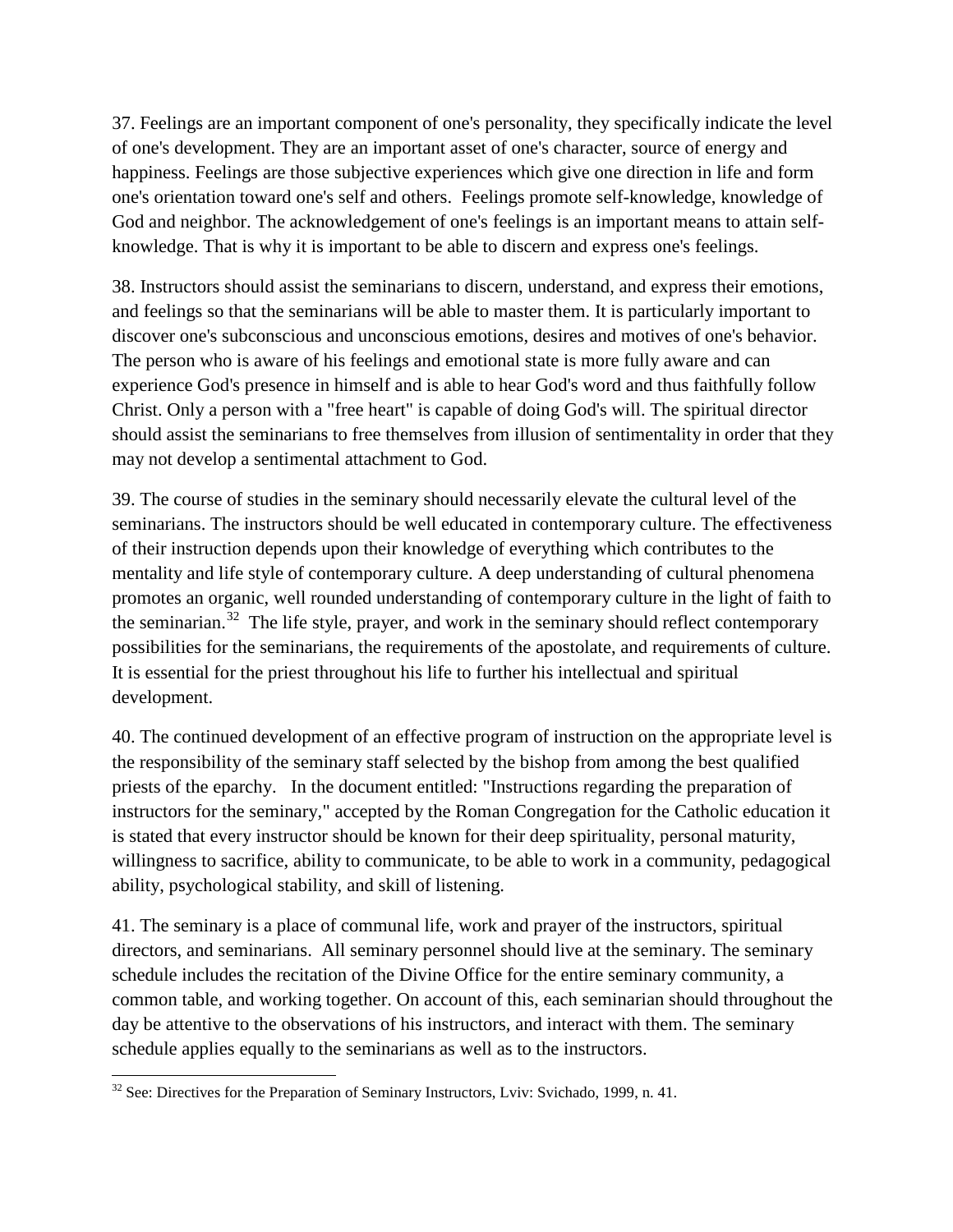37. Feelings are an important component of one's personality, they specifically indicate the level of one's development. They are an important asset of one's character, source of energy and happiness. Feelings are those subjective experiences which give one direction in life and form one's orientation toward one's self and others. Feelings promote self-knowledge, knowledge of God and neighbor. The acknowledgement of one's feelings is an important means to attain self-knowledge. That is why it is important to be able to discern and express one's feelings.

38. Instructors should assist the seminarians to discern, understand, and express their emotions, and feelings so that the seminarians will be able to master them. It is particularly important to discover one's subconscious and unconscious emotions, desires and motives of one's behavior. The person who is aware of his feelings and emotional state is more fully aware and can experience God's presence in himself and is able to hear God's word and thus faithfully follow Christ. Only a person with a "free heart" is capable of doing God's will. The spiritual director should assist the seminarians to free themselves from illusion of sentimentality in order that they may not develop a sentimental attachment to God.

39. The course of studies in the seminary should necessarily elevate the cultural level of the seminarians. The instructors should be well educated in contemporary culture. The effectiveness of their instruction depends upon their knowledge of everything which contributes to the mentality and life style of contemporary culture. A deep understanding of cultural phenomena promotes an organic, well rounded understanding of contemporary culture in the light of faith to the seminarian.[32] The life style, prayer, and work in the seminary should reflect contemporary possibilities for the seminarians, the requirements of the apostolate, and requirements of culture. It is essential for the priest throughout his life to further his intellectual and spiritual development.

40. The continued development of an effective program of instruction on the appropriate level is the responsibility of the seminary staff selected by the bishop from among the best qualified priests of the eparchy. In the document entitled: "Instructions regarding the preparation of instructors for the seminary," accepted by the Roman Congregation for the Catholic education it is stated that every instructor should be known for their deep spirituality, personal maturity, willingness to sacrifice, ability to communicate, to be able to work in a community, pedagogical ability, psychological stability, and skill of listening.

41. The seminary is a place of communal life, work and prayer of the instructors, spiritual directors, and seminarians. All seminary personnel should live at the seminary. The seminary schedule includes the recitation of the Divine Office for the entire seminary community, a common table, and working together. On account of this, each seminarian should throughout the day be attentive to the observations of his instructors, and interact with them. The seminary schedule applies equally to the seminarians as well as to the instructors.

---

[32] See: Directives for the Preparation of Seminary Instructors, Lviv: Svichado, 1999, n. 41.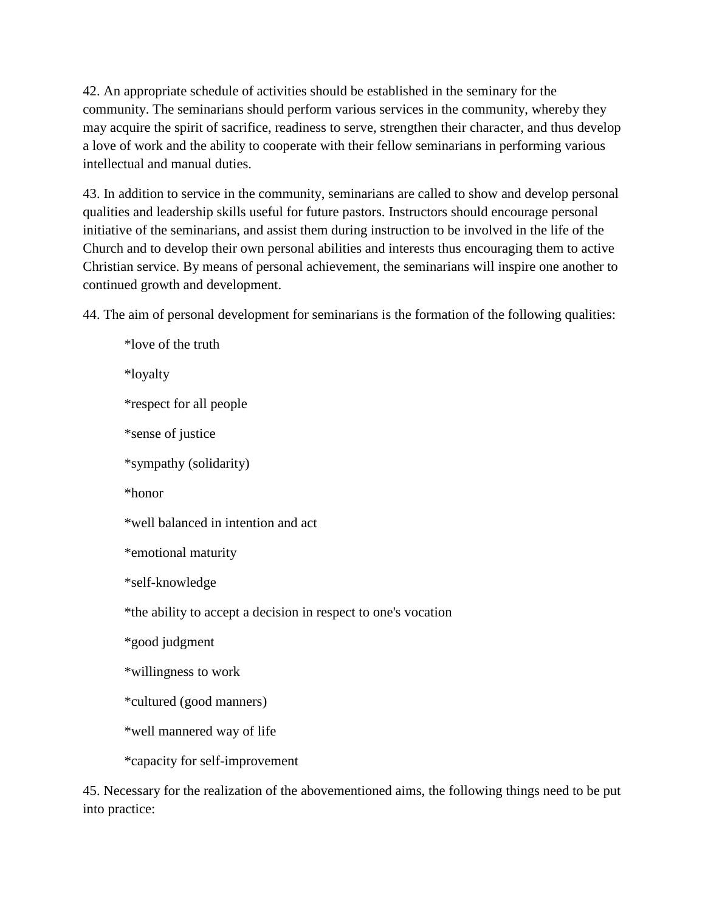42. An appropriate schedule of activities should be established in the seminary for the community. The seminarians should perform various services in the community, whereby they may acquire the spirit of sacrifice, readiness to serve, strengthen their character, and thus develop a love of work and the ability to cooperate with their fellow seminarians in performing various intellectual and manual duties.

43. In addition to service in the community, seminarians are called to show and develop personal qualities and leadership skills useful for future pastors. Instructors should encourage personal initiative of the seminarians, and assist them during instruction to be involved in the life of the Church and to develop their own personal abilities and interests thus encouraging them to active Christian service. By means of personal achievement, the seminarians will inspire one another to continued growth and development.

44. The aim of personal development for seminarians is the formation of the following qualities:

*love of the truth

*loyalty

*respect for all people

*sense of justice

*sympathy (solidarity)

*honor

*well balanced in intention and act

*emotional maturity

*self-knowledge

*the ability to accept a decision in respect to one's vocation

*good judgment

*willingness to work

*cultured (good manners)

*well mannered way of life

*capacity for self-improvement

45. Necessary for the realization of the abovementioned aims, the following things need to be put into practice: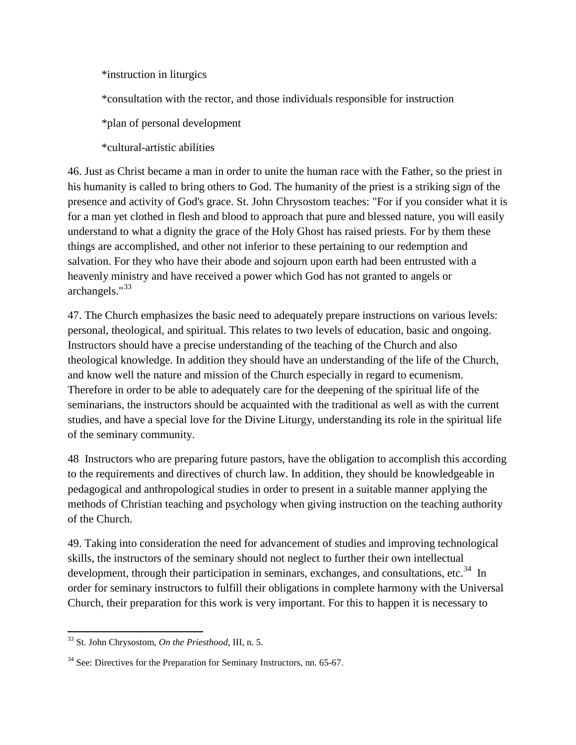*instruction in liturgics

*consultation with the rector, and those individuals responsible for instruction

*plan of personal development

*cultural-artistic abilities

46. Just as Christ became a man in order to unite the human race with the Father, so the priest in his humanity is called to bring others to God. The humanity of the priest is a striking sign of the presence and activity of God's grace. St. John Chrysostom teaches: "For if you consider what it is for a man yet clothed in flesh and blood to approach that pure and blessed nature, you will easily understand to what a dignity the grace of the Holy Ghost has raised priests. For by them these things are accomplished, and other not inferior to these pertaining to our redemption and salvation. For they who have their abode and sojourn upon earth had been entrusted with a heavenly ministry and have received a power which God has not granted to angels or archangels."[33]

47. The Church emphasizes the basic need to adequately prepare instructions on various levels: personal, theological, and spiritual. This relates to two levels of education, basic and ongoing. Instructors should have a precise understanding of the teaching of the Church and also theological knowledge. In addition they should have an understanding of the life of the Church, and know well the nature and mission of the Church especially in regard to ecumenism. Therefore in order to be able to adequately care for the deepening of the spiritual life of the seminarians, the instructors should be acquainted with the traditional as well as with the current studies, and have a special love for the Divine Liturgy, understanding its role in the spiritual life of the seminary community.

48 Instructors who are preparing future pastors, have the obligation to accomplish this according to the requirements and directives of church law. In addition, they should be knowledgeable in pedagogical and anthropological studies in order to present in a suitable manner applying the methods of Christian teaching and psychology when giving instruction on the teaching authority of the Church.

49. Taking into consideration the need for advancement of studies and improving technological skills, the instructors of the seminary should not neglect to further their own intellectual development, through their participation in seminars, exchanges, and consultations, etc.[34] In order for seminary instructors to fulfill their obligations in complete harmony with the Universal Church, their preparation for this work is very important. For this to happen it is necessary to

---

[33] St. John Chrysostom, *On the Priesthood*, III, n. 5.

[34] See: Directives for the Preparation for Seminary Instructors, nn. 65-67.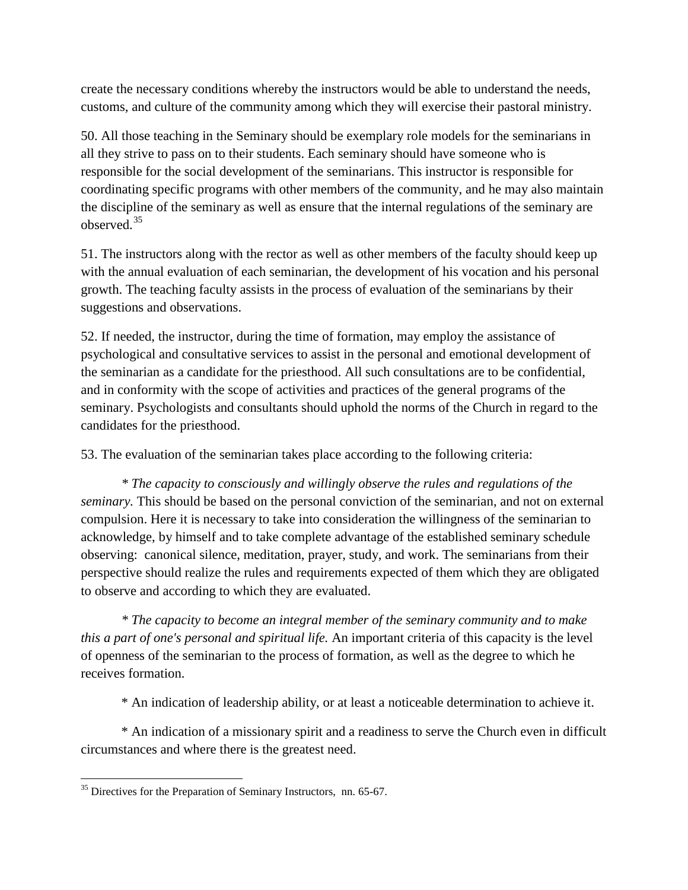create the necessary conditions whereby the instructors would be able to understand the needs, customs, and culture of the community among which they will exercise their pastoral ministry.

50. All those teaching in the Seminary should be exemplary role models for the seminarians in all they strive to pass on to their students. Each seminary should have someone who is responsible for the social development of the seminarians. This instructor is responsible for coordinating specific programs with other members of the community, and he may also maintain the discipline of the seminary as well as ensure that the internal regulations of the seminary are observed.[35]

51. The instructors along with the rector as well as other members of the faculty should keep up with the annual evaluation of each seminarian, the development of his vocation and his personal growth. The teaching faculty assists in the process of evaluation of the seminarians by their suggestions and observations.

52. If needed, the instructor, during the time of formation, may employ the assistance of psychological and consultative services to assist in the personal and emotional development of the seminarian as a candidate for the priesthood. All such consultations are to be confidential, and in conformity with the scope of activities and practices of the general programs of the seminary. Psychologists and consultants should uphold the norms of the Church in regard to the candidates for the priesthood.

53. The evaluation of the seminarian takes place according to the following criteria:

* *The capacity to consciously and willingly observe the rules and regulations of the seminary.* This should be based on the personal conviction of the seminarian, and not on external compulsion. Here it is necessary to take into consideration the willingness of the seminarian to acknowledge, by himself and to take complete advantage of the established seminary schedule observing: canonical silence, meditation, prayer, study, and work. The seminarians from their perspective should realize the rules and requirements expected of them which they are obligated to observe and according to which they are evaluated.

* *The capacity to become an integral member of the seminary community and to make this a part of one's personal and spiritual life.* An important criteria of this capacity is the level of openness of the seminarian to the process of formation, as well as the degree to which he receives formation.

* An indication of leadership ability, or at least a noticeable determination to achieve it.

* An indication of a missionary spirit and a readiness to serve the Church even in difficult circumstances and where there is the greatest need.

---

[35] Directives for the Preparation of Seminary Instructors, nn. 65-67.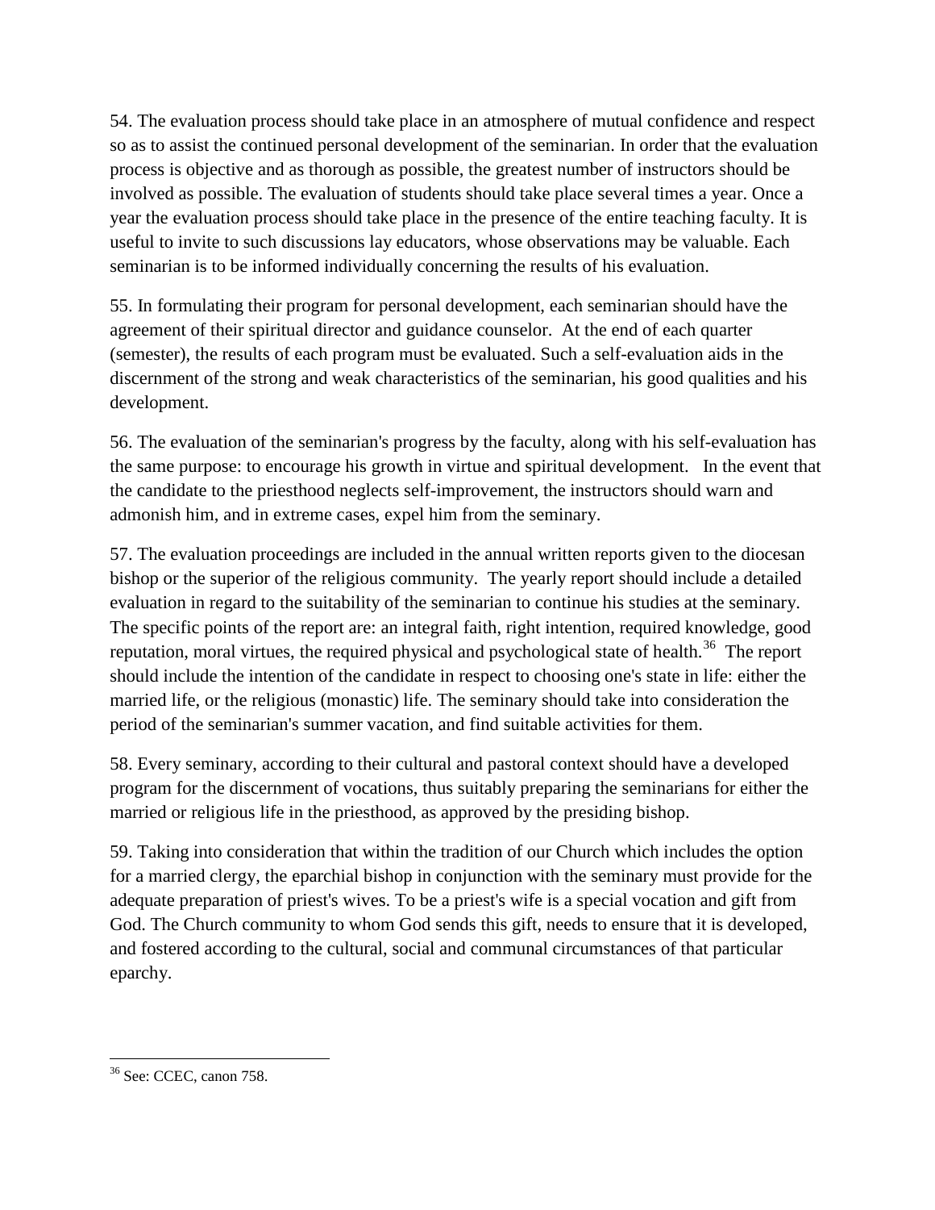54. The evaluation process should take place in an atmosphere of mutual confidence and respect so as to assist the continued personal development of the seminarian. In order that the evaluation process is objective and as thorough as possible, the greatest number of instructors should be involved as possible. The evaluation of students should take place several times a year. Once a year the evaluation process should take place in the presence of the entire teaching faculty. It is useful to invite to such discussions lay educators, whose observations may be valuable. Each seminarian is to be informed individually concerning the results of his evaluation.

55. In formulating their program for personal development, each seminarian should have the agreement of their spiritual director and guidance counselor. At the end of each quarter (semester), the results of each program must be evaluated. Such a self-evaluation aids in the discernment of the strong and weak characteristics of the seminarian, his good qualities and his development.

56. The evaluation of the seminarian's progress by the faculty, along with his self-evaluation has the same purpose: to encourage his growth in virtue and spiritual development. In the event that the candidate to the priesthood neglects self-improvement, the instructors should warn and admonish him, and in extreme cases, expel him from the seminary.

57. The evaluation proceedings are included in the annual written reports given to the diocesan bishop or the superior of the religious community. The yearly report should include a detailed evaluation in regard to the suitability of the seminarian to continue his studies at the seminary. The specific points of the report are: an integral faith, right intention, required knowledge, good reputation, moral virtues, the required physical and psychological state of health.[36] The report should include the intention of the candidate in respect to choosing one's state in life: either the married life, or the religious (monastic) life. The seminary should take into consideration the period of the seminarian's summer vacation, and find suitable activities for them.

58. Every seminary, according to their cultural and pastoral context should have a developed program for the discernment of vocations, thus suitably preparing the seminarians for either the married or religious life in the priesthood, as approved by the presiding bishop.

59. Taking into consideration that within the tradition of our Church which includes the option for a married clergy, the eparchial bishop in conjunction with the seminary must provide for the adequate preparation of priest's wives. To be a priest's wife is a special vocation and gift from God. The Church community to whom God sends this gift, needs to ensure that it is developed, and fostered according to the cultural, social and communal circumstances of that particular eparchy.

---

[36] See: CCEC, canon 758.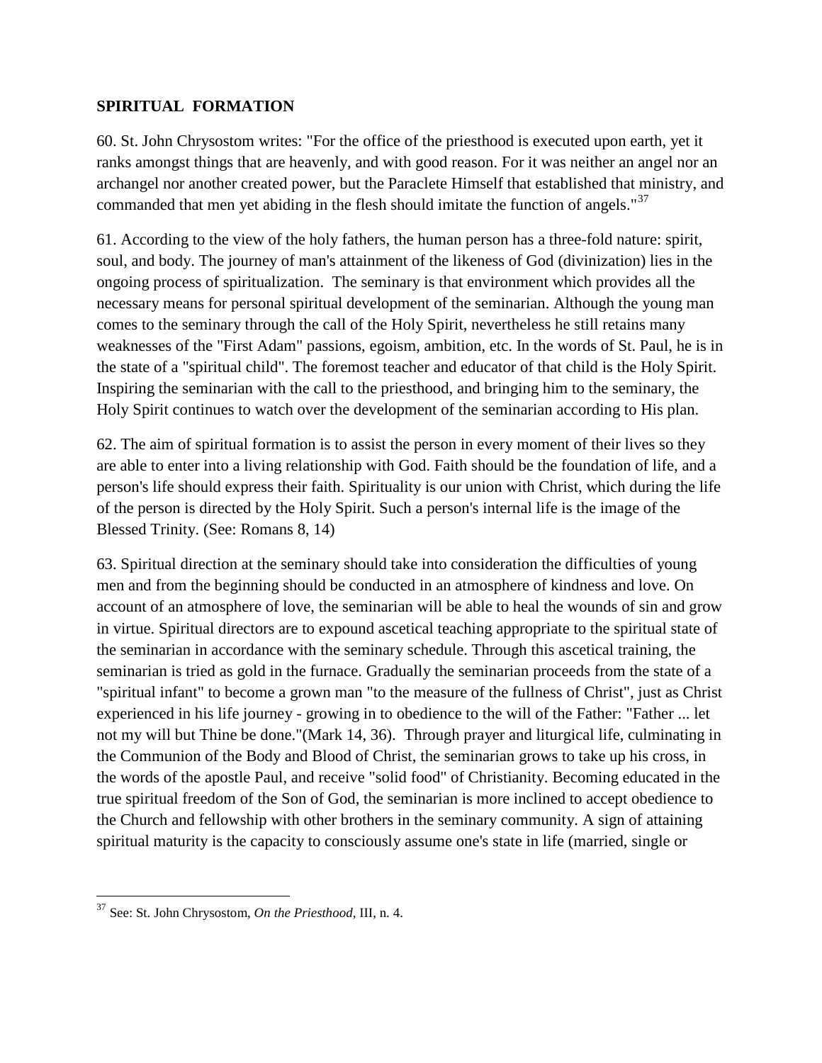## SPIRITUAL FORMATION

60. St. John Chrysostom writes: "For the office of the priesthood is executed upon earth, yet it ranks amongst things that are heavenly, and with good reason. For it was neither an angel nor an archangel nor another created power, but the Paraclete Himself that established that ministry, and commanded that men yet abiding in the flesh should imitate the function of angels."[37]

61. According to the view of the holy fathers, the human person has a three-fold nature: spirit, soul, and body. The journey of man's attainment of the likeness of God (divinization) lies in the ongoing process of spiritualization. The seminary is that environment which provides all the necessary means for personal spiritual development of the seminarian. Although the young man comes to the seminary through the call of the Holy Spirit, nevertheless he still retains many weaknesses of the "First Adam" passions, egoism, ambition, etc. In the words of St. Paul, he is in the state of a "spiritual child". The foremost teacher and educator of that child is the Holy Spirit. Inspiring the seminarian with the call to the priesthood, and bringing him to the seminary, the Holy Spirit continues to watch over the development of the seminarian according to His plan.

62. The aim of spiritual formation is to assist the person in every moment of their lives so they are able to enter into a living relationship with God. Faith should be the foundation of life, and a person's life should express their faith. Spirituality is our union with Christ, which during the life of the person is directed by the Holy Spirit. Such a person's internal life is the image of the Blessed Trinity. (See: Romans 8, 14)

63. Spiritual direction at the seminary should take into consideration the difficulties of young men and from the beginning should be conducted in an atmosphere of kindness and love. On account of an atmosphere of love, the seminarian will be able to heal the wounds of sin and grow in virtue. Spiritual directors are to expound ascetical teaching appropriate to the spiritual state of the seminarian in accordance with the seminary schedule. Through this ascetical training, the seminarian is tried as gold in the furnace. Gradually the seminarian proceeds from the state of a "spiritual infant" to become a grown man "to the measure of the fullness of Christ", just as Christ experienced in his life journey - growing in to obedience to the will of the Father: "Father ... let not my will but Thine be done."(Mark 14, 36). Through prayer and liturgical life, culminating in the Communion of the Body and Blood of Christ, the seminarian grows to take up his cross, in the words of the apostle Paul, and receive "solid food" of Christianity. Becoming educated in the true spiritual freedom of the Son of God, the seminarian is more inclined to accept obedience to the Church and fellowship with other brothers in the seminary community. A sign of attaining spiritual maturity is the capacity to consciously assume one's state in life (married, single or

[37] See: St. John Chrysostom, *On the Priesthood*, III, n. 4.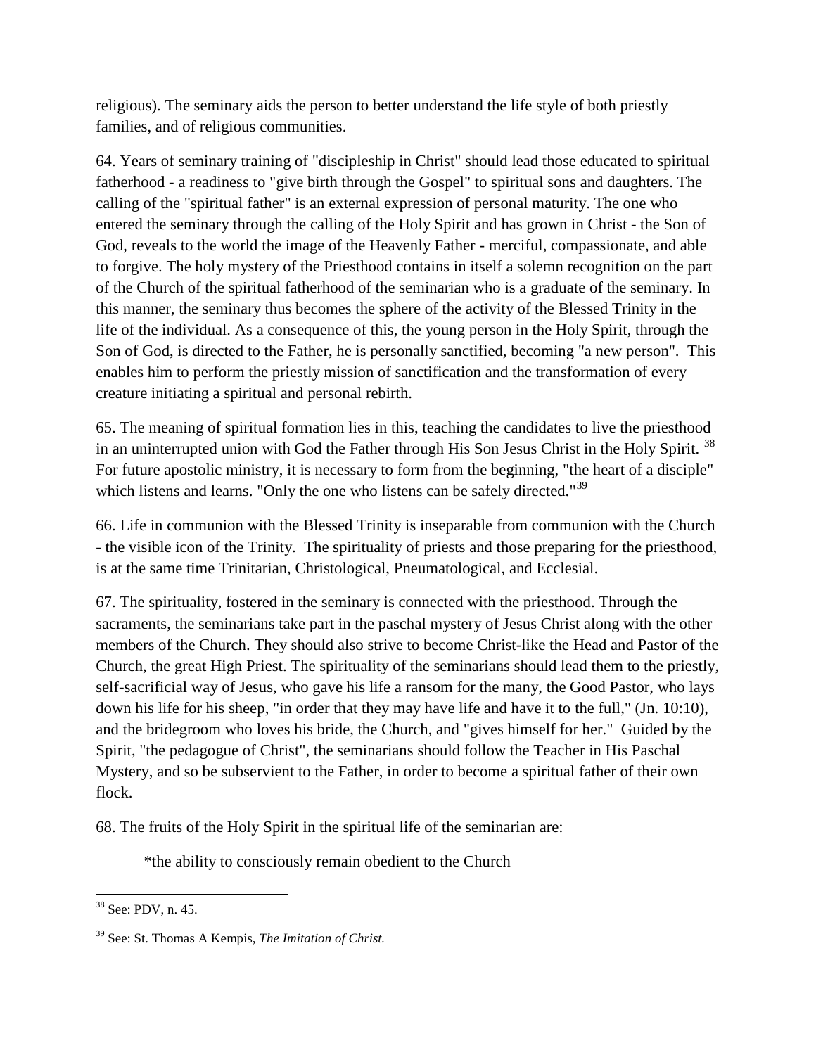religious). The seminary aids the person to better understand the life style of both priestly families, and of religious communities.

64. Years of seminary training of "discipleship in Christ" should lead those educated to spiritual fatherhood - a readiness to "give birth through the Gospel" to spiritual sons and daughters. The calling of the "spiritual father" is an external expression of personal maturity. The one who entered the seminary through the calling of the Holy Spirit and has grown in Christ - the Son of God, reveals to the world the image of the Heavenly Father - merciful, compassionate, and able to forgive. The holy mystery of the Priesthood contains in itself a solemn recognition on the part of the Church of the spiritual fatherhood of the seminarian who is a graduate of the seminary. In this manner, the seminary thus becomes the sphere of the activity of the Blessed Trinity in the life of the individual. As a consequence of this, the young person in the Holy Spirit, through the Son of God, is directed to the Father, he is personally sanctified, becoming "a new person". This enables him to perform the priestly mission of sanctification and the transformation of every creature initiating a spiritual and personal rebirth.

65. The meaning of spiritual formation lies in this, teaching the candidates to live the priesthood in an uninterrupted union with God the Father through His Son Jesus Christ in the Holy Spirit. [38] For future apostolic ministry, it is necessary to form from the beginning, "the heart of a disciple" which listens and learns. "Only the one who listens can be safely directed."[39]

66. Life in communion with the Blessed Trinity is inseparable from communion with the Church - the visible icon of the Trinity. The spirituality of priests and those preparing for the priesthood, is at the same time Trinitarian, Christological, Pneumatological, and Ecclesial.

67. The spirituality, fostered in the seminary is connected with the priesthood. Through the sacraments, the seminarians take part in the paschal mystery of Jesus Christ along with the other members of the Church. They should also strive to become Christ-like the Head and Pastor of the Church, the great High Priest. The spirituality of the seminarians should lead them to the priestly, self-sacrificial way of Jesus, who gave his life a ransom for the many, the Good Pastor, who lays down his life for his sheep, "in order that they may have life and have it to the full," (Jn. 10:10), and the bridegroom who loves his bride, the Church, and "gives himself for her." Guided by the Spirit, "the pedagogue of Christ", the seminarians should follow the Teacher in His Paschal Mystery, and so be subservient to the Father, in order to become a spiritual father of their own flock.

68. The fruits of the Holy Spirit in the spiritual life of the seminarian are:

*the ability to consciously remain obedient to the Church

---

[38] See: PDV, n. 45.

[39] See: St. Thomas A Kempis, *The Imitation of Christ.*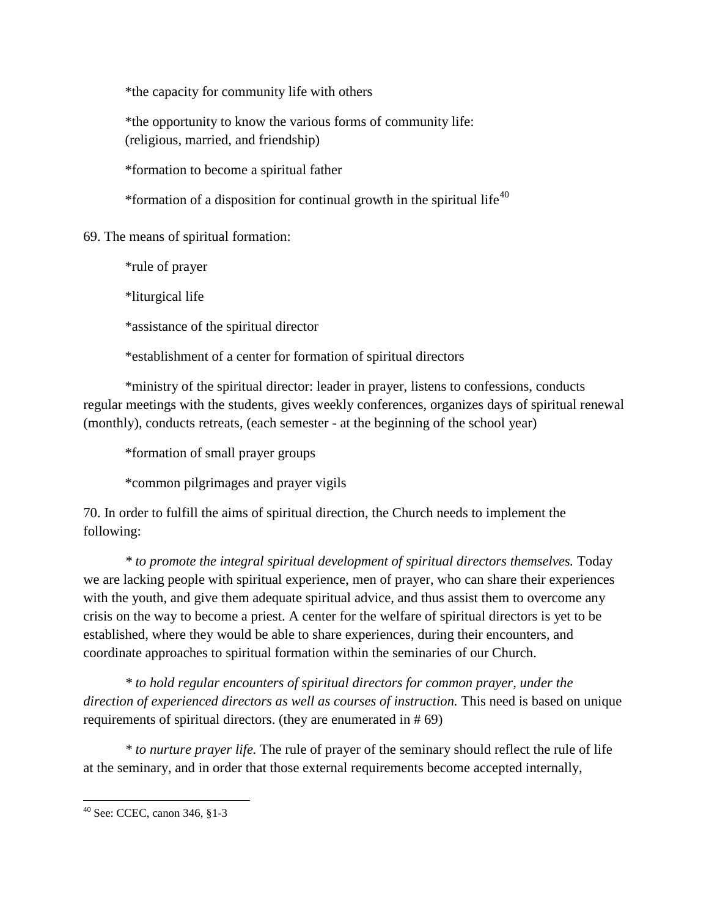*the capacity for community life with others

*the opportunity to know the various forms of community life: (religious, married, and friendship)

*formation to become a spiritual father

*formation of a disposition for continual growth in the spiritual life[40]

69. The means of spiritual formation:

*rule of prayer

*liturgical life

*assistance of the spiritual director

*establishment of a center for formation of spiritual directors

*ministry of the spiritual director: leader in prayer, listens to confessions, conducts regular meetings with the students, gives weekly conferences, organizes days of spiritual renewal (monthly), conducts retreats, (each semester - at the beginning of the school year)

*formation of small prayer groups

*common pilgrimages and prayer vigils

70. In order to fulfill the aims of spiritual direction, the Church needs to implement the following:

*\* to promote the integral spiritual development of spiritual directors themselves.* Today we are lacking people with spiritual experience, men of prayer, who can share their experiences with the youth, and give them adequate spiritual advice, and thus assist them to overcome any crisis on the way to become a priest. A center for the welfare of spiritual directors is yet to be established, where they would be able to share experiences, during their encounters, and coordinate approaches to spiritual formation within the seminaries of our Church.

*\* to hold regular encounters of spiritual directors for common prayer, under the direction of experienced directors as well as courses of instruction.* This need is based on unique requirements of spiritual directors. (they are enumerated in # 69)

*\* to nurture prayer life.* The rule of prayer of the seminary should reflect the rule of life at the seminary, and in order that those external requirements become accepted internally,

---

[40] See: CCEC, canon 346, §1-3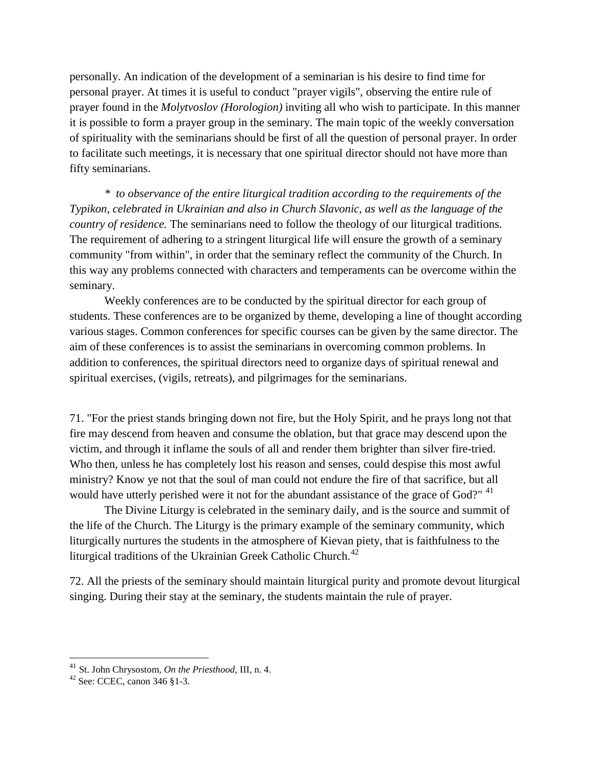personally. An indication of the development of a seminarian is his desire to find time for personal prayer. At times it is useful to conduct "prayer vigils", observing the entire rule of prayer found in the *Molytvoslov (Horologion)* inviting all who wish to participate. In this manner it is possible to form a prayer group in the seminary. The main topic of the weekly conversation of spirituality with the seminarians should be first of all the question of personal prayer. In order to facilitate such meetings, it is necessary that one spiritual director should not have more than fifty seminarians.

\* *to observance of the entire liturgical tradition according to the requirements of the Typikon, celebrated in Ukrainian and also in Church Slavonic, as well as the language of the country of residence.* The seminarians need to follow the theology of our liturgical traditions. The requirement of adhering to a stringent liturgical life will ensure the growth of a seminary community "from within", in order that the seminary reflect the community of the Church. In this way any problems connected with characters and temperaments can be overcome within the seminary.

Weekly conferences are to be conducted by the spiritual director for each group of students. These conferences are to be organized by theme, developing a line of thought according various stages. Common conferences for specific courses can be given by the same director. The aim of these conferences is to assist the seminarians in overcoming common problems. In addition to conferences, the spiritual directors need to organize days of spiritual renewal and spiritual exercises, (vigils, retreats), and pilgrimages for the seminarians.

71. "For the priest stands bringing down not fire, but the Holy Spirit, and he prays long not that fire may descend from heaven and consume the oblation, but that grace may descend upon the victim, and through it inflame the souls of all and render them brighter than silver fire-tried. Who then, unless he has completely lost his reason and senses, could despise this most awful ministry? Know ye not that the soul of man could not endure the fire of that sacrifice, but all would have utterly perished were it not for the abundant assistance of the grace of God?" [41]

The Divine Liturgy is celebrated in the seminary daily, and is the source and summit of the life of the Church. The Liturgy is the primary example of the seminary community, which liturgically nurtures the students in the atmosphere of Kievan piety, that is faithfulness to the liturgical traditions of the Ukrainian Greek Catholic Church.[42]

72. All the priests of the seminary should maintain liturgical purity and promote devout liturgical singing. During their stay at the seminary, the students maintain the rule of prayer.

---

[41] St. John Chrysostom, *On the Priesthood*, III, n. 4.

[42] See: CCEC, canon 346 §1-3.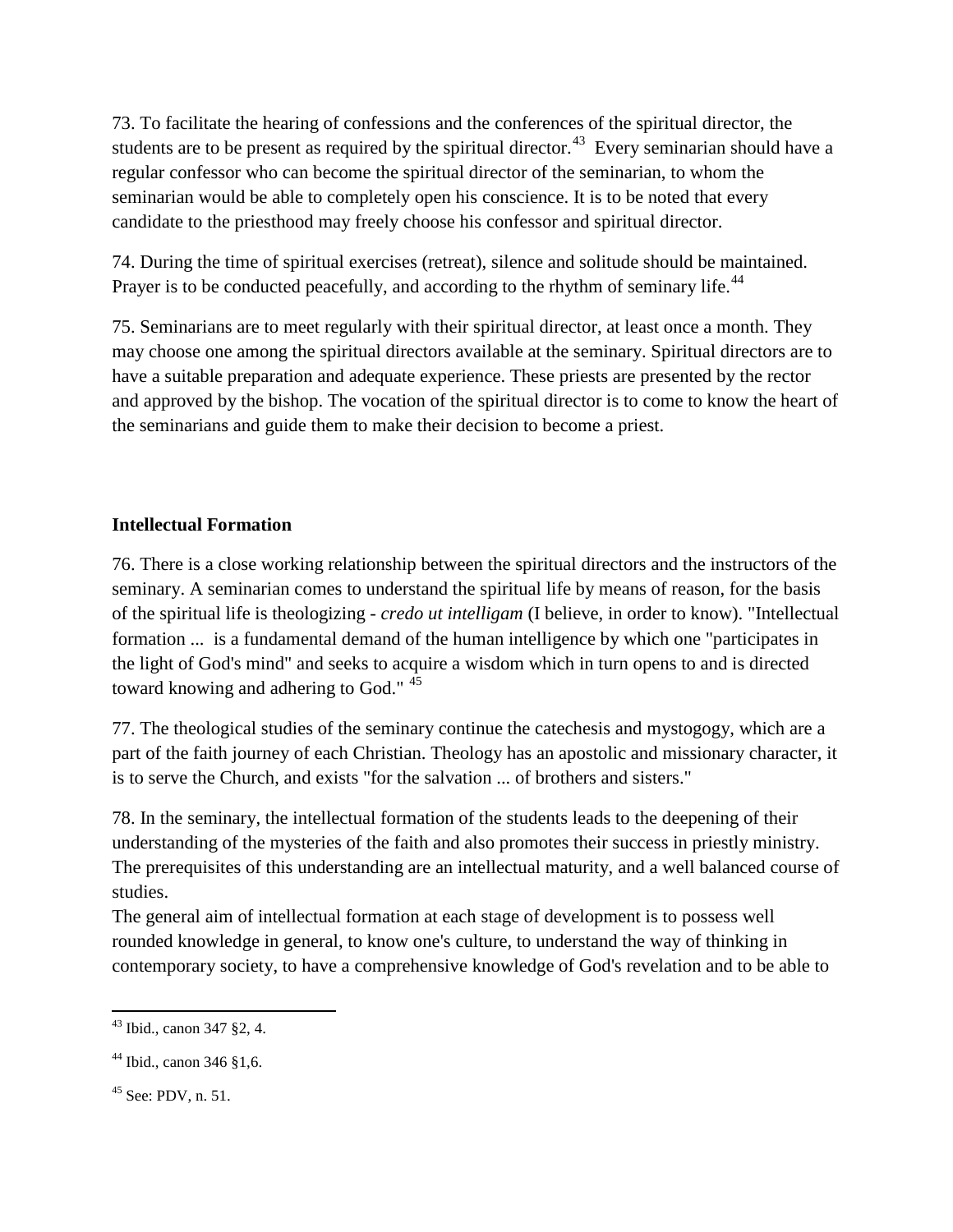73. To facilitate the hearing of confessions and the conferences of the spiritual director, the students are to be present as required by the spiritual director.[43] Every seminarian should have a regular confessor who can become the spiritual director of the seminarian, to whom the seminarian would be able to completely open his conscience. It is to be noted that every candidate to the priesthood may freely choose his confessor and spiritual director.

74. During the time of spiritual exercises (retreat), silence and solitude should be maintained. Prayer is to be conducted peacefully, and according to the rhythm of seminary life.[44]

75. Seminarians are to meet regularly with their spiritual director, at least once a month. They may choose one among the spiritual directors available at the seminary. Spiritual directors are to have a suitable preparation and adequate experience. These priests are presented by the rector and approved by the bishop. The vocation of the spiritual director is to come to know the heart of the seminarians and guide them to make their decision to become a priest.

**Intellectual Formation**

76. There is a close working relationship between the spiritual directors and the instructors of the seminary. A seminarian comes to understand the spiritual life by means of reason, for the basis of the spiritual life is theologizing - *credo ut intelligam* (I believe, in order to know). "Intellectual formation ... is a fundamental demand of the human intelligence by which one "participates in the light of God's mind" and seeks to acquire a wisdom which in turn opens to and is directed toward knowing and adhering to God." [45]

77. The theological studies of the seminary continue the catechesis and mystogogy, which are a part of the faith journey of each Christian. Theology has an apostolic and missionary character, it is to serve the Church, and exists "for the salvation ... of brothers and sisters."

78. In the seminary, the intellectual formation of the students leads to the deepening of their understanding of the mysteries of the faith and also promotes their success in priestly ministry. The prerequisites of this understanding are an intellectual maturity, and a well balanced course of studies.

The general aim of intellectual formation at each stage of development is to possess well rounded knowledge in general, to know one's culture, to understand the way of thinking in contemporary society, to have a comprehensive knowledge of God's revelation and to be able to

[43] Ibid., canon 347 §2, 4.

[44] Ibid., canon 346 §1,6.

[45] See: PDV, n. 51.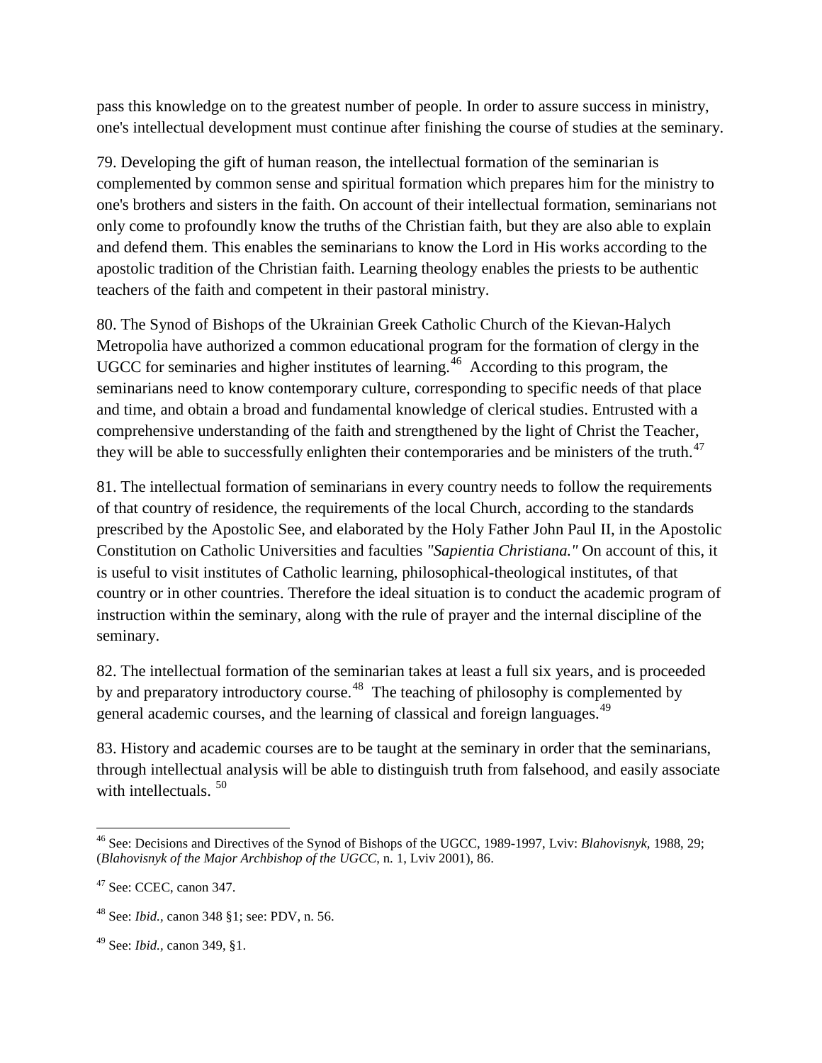pass this knowledge on to the greatest number of people. In order to assure success in ministry, one's intellectual development must continue after finishing the course of studies at the seminary.

79. Developing the gift of human reason, the intellectual formation of the seminarian is complemented by common sense and spiritual formation which prepares him for the ministry to one's brothers and sisters in the faith. On account of their intellectual formation, seminarians not only come to profoundly know the truths of the Christian faith, but they are also able to explain and defend them. This enables the seminarians to know the Lord in His works according to the apostolic tradition of the Christian faith. Learning theology enables the priests to be authentic teachers of the faith and competent in their pastoral ministry.

80. The Synod of Bishops of the Ukrainian Greek Catholic Church of the Kievan-Halych Metropolia have authorized a common educational program for the formation of clergy in the UGCC for seminaries and higher institutes of learning.[46] According to this program, the seminarians need to know contemporary culture, corresponding to specific needs of that place and time, and obtain a broad and fundamental knowledge of clerical studies. Entrusted with a comprehensive understanding of the faith and strengthened by the light of Christ the Teacher, they will be able to successfully enlighten their contemporaries and be ministers of the truth.[47]

81. The intellectual formation of seminarians in every country needs to follow the requirements of that country of residence, the requirements of the local Church, according to the standards prescribed by the Apostolic See, and elaborated by the Holy Father John Paul II, in the Apostolic Constitution on Catholic Universities and faculties *"Sapientia Christiana."* On account of this, it is useful to visit institutes of Catholic learning, philosophical-theological institutes, of that country or in other countries. Therefore the ideal situation is to conduct the academic program of instruction within the seminary, along with the rule of prayer and the internal discipline of the seminary.

82. The intellectual formation of the seminarian takes at least a full six years, and is proceeded by and preparatory introductory course.[48] The teaching of philosophy is complemented by general academic courses, and the learning of classical and foreign languages.[49]

83. History and academic courses are to be taught at the seminary in order that the seminarians, through intellectual analysis will be able to distinguish truth from falsehood, and easily associate with intellectuals. [50]

---

[46] See: Decisions and Directives of the Synod of Bishops of the UGCC, 1989-1997, Lviv: *Blahovisnyk*, 1988, 29; (*Blahovisnyk of the Major Archbishop of the UGCC*, n. 1, Lviv 2001), 86.

[47] See: CCEC, canon 347.

[48] See: *Ibid.*, canon 348 §1; see: PDV, n. 56.

[49] See: *Ibid.*, canon 349, §1.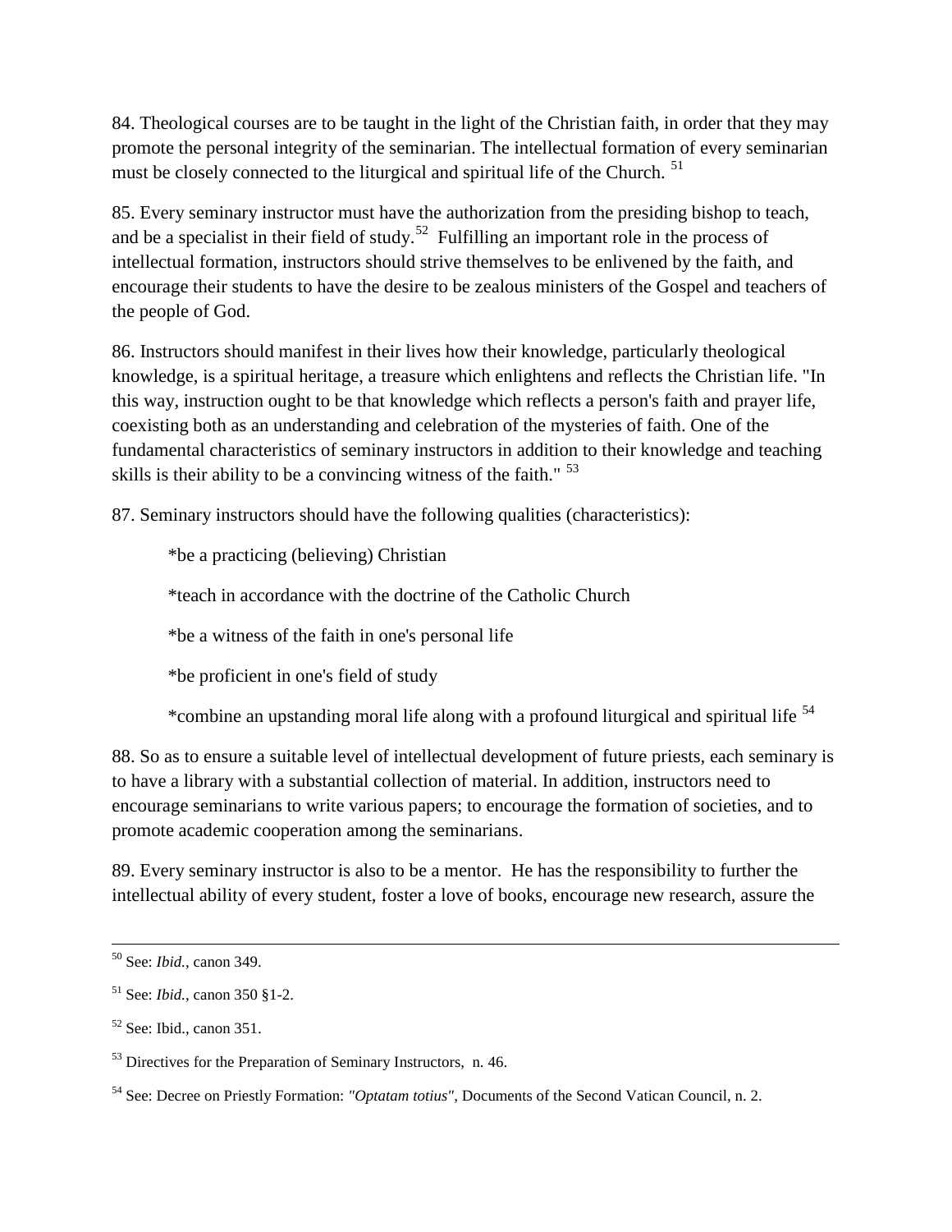84. Theological courses are to be taught in the light of the Christian faith, in order that they may promote the personal integrity of the seminarian. The intellectual formation of every seminarian must be closely connected to the liturgical and spiritual life of the Church. [51]

85. Every seminary instructor must have the authorization from the presiding bishop to teach, and be a specialist in their field of study.[52] Fulfilling an important role in the process of intellectual formation, instructors should strive themselves to be enlivened by the faith, and encourage their students to have the desire to be zealous ministers of the Gospel and teachers of the people of God.

86. Instructors should manifest in their lives how their knowledge, particularly theological knowledge, is a spiritual heritage, a treasure which enlightens and reflects the Christian life. "In this way, instruction ought to be that knowledge which reflects a person's faith and prayer life, coexisting both as an understanding and celebration of the mysteries of faith. One of the fundamental characteristics of seminary instructors in addition to their knowledge and teaching skills is their ability to be a convincing witness of the faith." [53]

87. Seminary instructors should have the following qualities (characteristics):

*be a practicing (believing) Christian

*teach in accordance with the doctrine of the Catholic Church

*be a witness of the faith in one's personal life

*be proficient in one's field of study

*combine an upstanding moral life along with a profound liturgical and spiritual life [54]

88. So as to ensure a suitable level of intellectual development of future priests, each seminary is to have a library with a substantial collection of material. In addition, instructors need to encourage seminarians to write various papers; to encourage the formation of societies, and to promote academic cooperation among the seminarians.

89. Every seminary instructor is also to be a mentor. He has the responsibility to further the intellectual ability of every student, foster a love of books, encourage new research, assure the

---

[50] See: *Ibid.*, canon 349.

[51] See: *Ibid.*, canon 350 §1-2.

[52] See: Ibid., canon 351.

[53] Directives for the Preparation of Seminary Instructors, n. 46.

[54] See: Decree on Priestly Formation: *"Optatam totius"*, Documents of the Second Vatican Council, n. 2.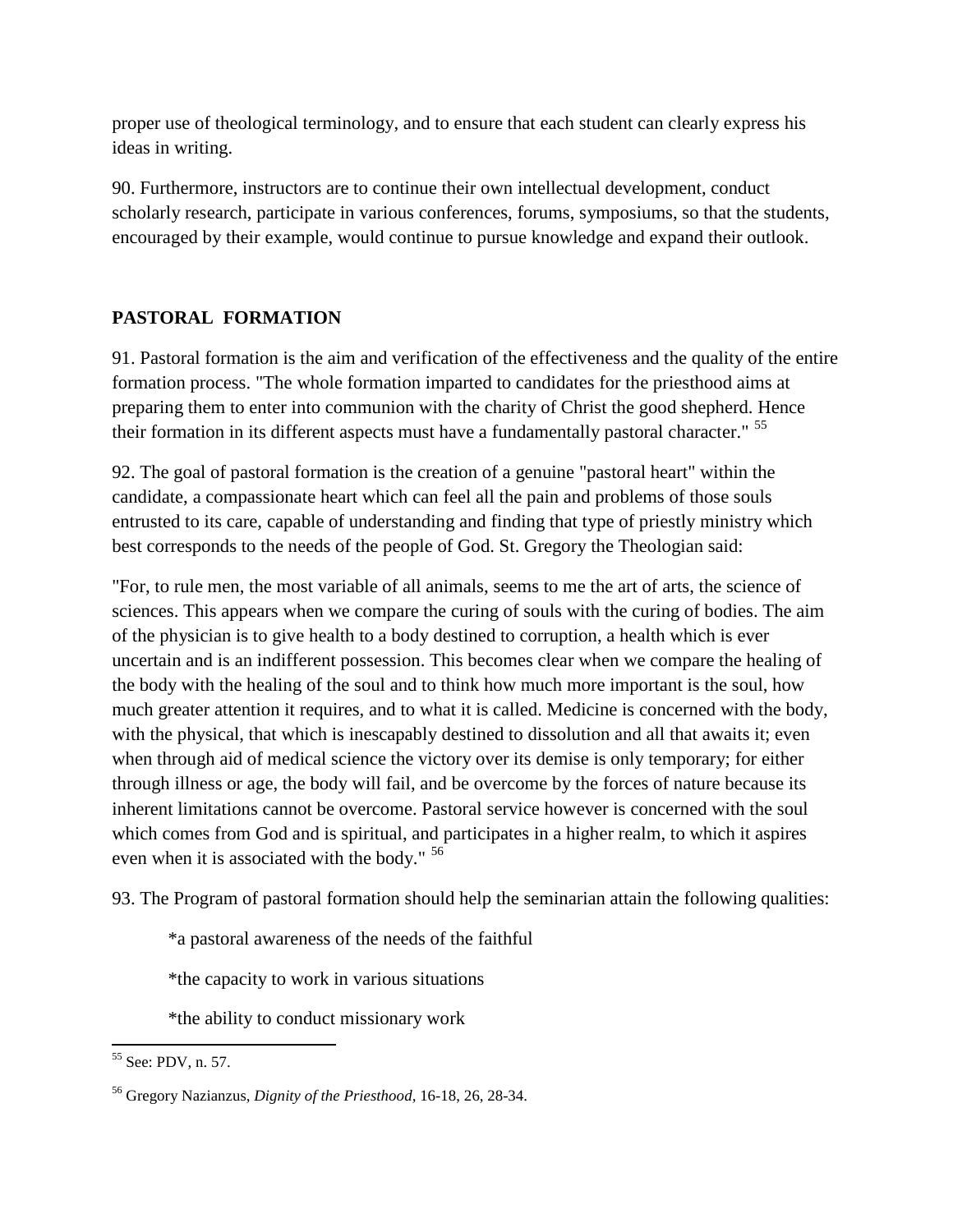proper use of theological terminology, and to ensure that each student can clearly express his ideas in writing.

90. Furthermore, instructors are to continue their own intellectual development, conduct scholarly research, participate in various conferences, forums, symposiums, so that the students, encouraged by their example, would continue to pursue knowledge and expand their outlook.

## PASTORAL FORMATION

91. Pastoral formation is the aim and verification of the effectiveness and the quality of the entire formation process. "The whole formation imparted to candidates for the priesthood aims at preparing them to enter into communion with the charity of Christ the good shepherd. Hence their formation in its different aspects must have a fundamentally pastoral character." [55]

92. The goal of pastoral formation is the creation of a genuine "pastoral heart" within the candidate, a compassionate heart which can feel all the pain and problems of those souls entrusted to its care, capable of understanding and finding that type of priestly ministry which best corresponds to the needs of the people of God. St. Gregory the Theologian said:

"For, to rule men, the most variable of all animals, seems to me the art of arts, the science of sciences. This appears when we compare the curing of souls with the curing of bodies. The aim of the physician is to give health to a body destined to corruption, a health which is ever uncertain and is an indifferent possession. This becomes clear when we compare the healing of the body with the healing of the soul and to think how much more important is the soul, how much greater attention it requires, and to what it is called. Medicine is concerned with the body, with the physical, that which is inescapably destined to dissolution and all that awaits it; even when through aid of medical science the victory over its demise is only temporary; for either through illness or age, the body will fail, and be overcome by the forces of nature because its inherent limitations cannot be overcome. Pastoral service however is concerned with the soul which comes from God and is spiritual, and participates in a higher realm, to which it aspires even when it is associated with the body." [56]

93. The Program of pastoral formation should help the seminarian attain the following qualities:

*a pastoral awareness of the needs of the faithful

*the capacity to work in various situations

*the ability to conduct missionary work

---

[55] See: PDV, n. 57.

[56] Gregory Nazianzus, *Dignity of the Priesthood*, 16-18, 26, 28-34.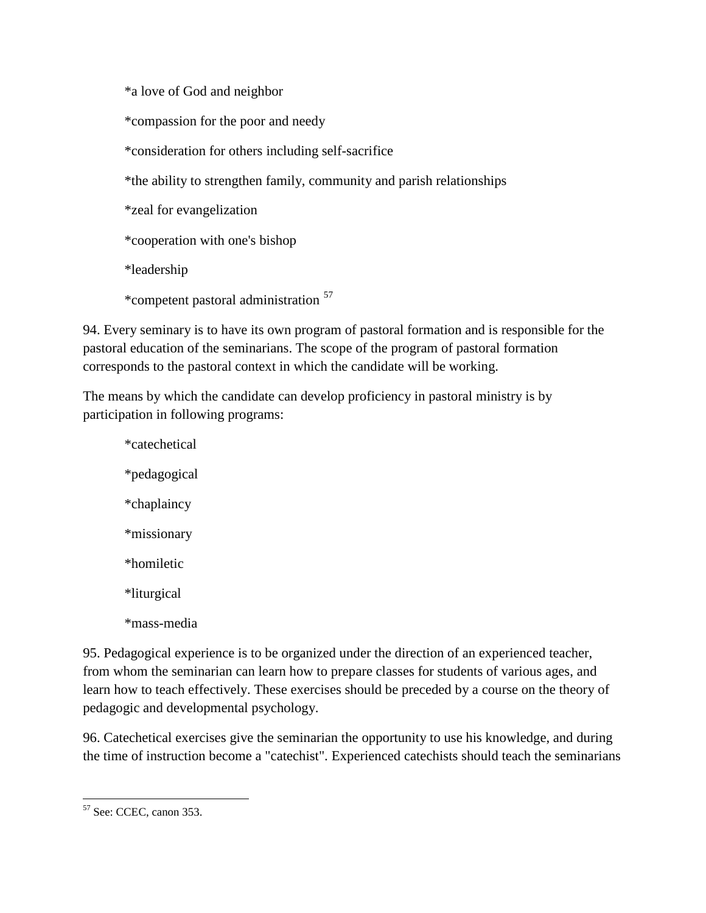*a love of God and neighbor

*compassion for the poor and needy

*consideration for others including self-sacrifice

*the ability to strengthen family, community and parish relationships

*zeal for evangelization

*cooperation with one's bishop

*leadership

*competent pastoral administration [57]

94. Every seminary is to have its own program of pastoral formation and is responsible for the pastoral education of the seminarians. The scope of the program of pastoral formation corresponds to the pastoral context in which the candidate will be working.

The means by which the candidate can develop proficiency in pastoral ministry is by participation in following programs:

*catechetical

*pedagogical

*chaplaincy

*missionary

*homiletic

*liturgical

*mass-media

95. Pedagogical experience is to be organized under the direction of an experienced teacher, from whom the seminarian can learn how to prepare classes for students of various ages, and learn how to teach effectively. These exercises should be preceded by a course on the theory of pedagogic and developmental psychology.

96. Catechetical exercises give the seminarian the opportunity to use his knowledge, and during the time of instruction become a "catechist". Experienced catechists should teach the seminarians

---

[57] See: CCEC, canon 353.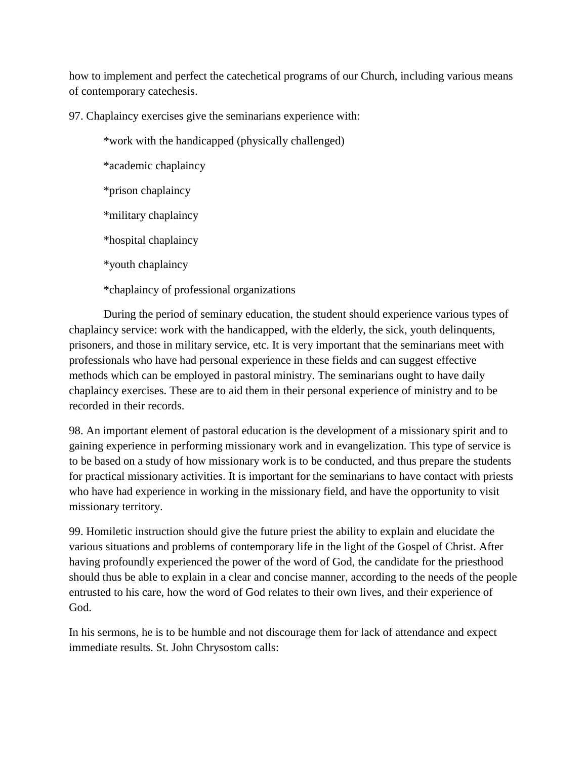how to implement and perfect the catechetical programs of our Church, including various means of contemporary catechesis.

97. Chaplaincy exercises give the seminarians experience with:

*work with the handicapped (physically challenged)

*academic chaplaincy

*prison chaplaincy

*military chaplaincy

*hospital chaplaincy

*youth chaplaincy

*chaplaincy of professional organizations

During the period of seminary education, the student should experience various types of chaplaincy service: work with the handicapped, with the elderly, the sick, youth delinquents, prisoners, and those in military service, etc. It is very important that the seminarians meet with professionals who have had personal experience in these fields and can suggest effective methods which can be employed in pastoral ministry. The seminarians ought to have daily chaplaincy exercises. These are to aid them in their personal experience of ministry and to be recorded in their records.

98. An important element of pastoral education is the development of a missionary spirit and to gaining experience in performing missionary work and in evangelization. This type of service is to be based on a study of how missionary work is to be conducted, and thus prepare the students for practical missionary activities. It is important for the seminarians to have contact with priests who have had experience in working in the missionary field, and have the opportunity to visit missionary territory.

99. Homiletic instruction should give the future priest the ability to explain and elucidate the various situations and problems of contemporary life in the light of the Gospel of Christ. After having profoundly experienced the power of the word of God, the candidate for the priesthood should thus be able to explain in a clear and concise manner, according to the needs of the people entrusted to his care, how the word of God relates to their own lives, and their experience of God.

In his sermons, he is to be humble and not discourage them for lack of attendance and expect immediate results. St. John Chrysostom calls: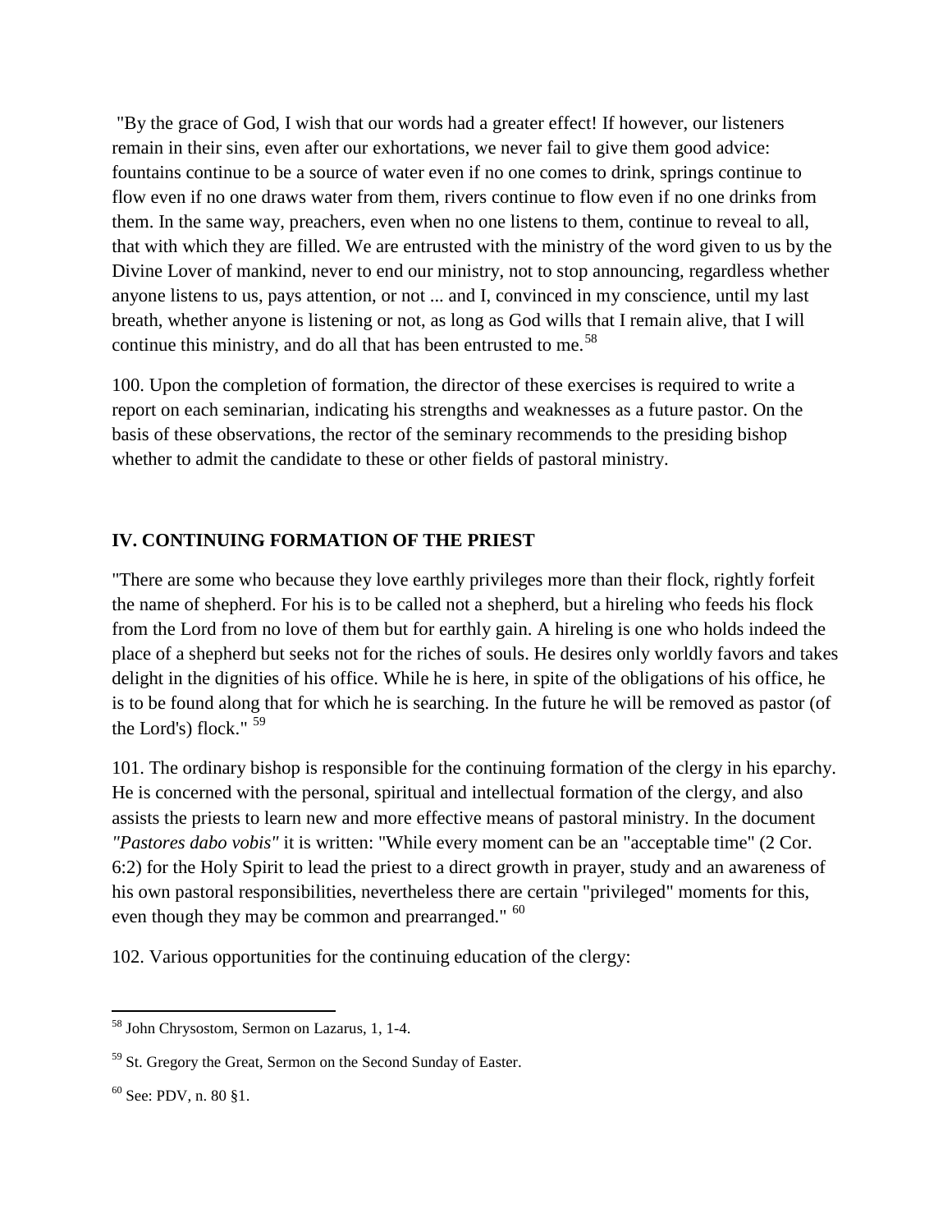"By the grace of God, I wish that our words had a greater effect! If however, our listeners remain in their sins, even after our exhortations, we never fail to give them good advice: fountains continue to be a source of water even if no one comes to drink, springs continue to flow even if no one draws water from them, rivers continue to flow even if no one drinks from them. In the same way, preachers, even when no one listens to them, continue to reveal to all, that with which they are filled. We are entrusted with the ministry of the word given to us by the Divine Lover of mankind, never to end our ministry, not to stop announcing, regardless whether anyone listens to us, pays attention, or not ... and I, convinced in my conscience, until my last breath, whether anyone is listening or not, as long as God wills that I remain alive, that I will continue this ministry, and do all that has been entrusted to me.[58]

100. Upon the completion of formation, the director of these exercises is required to write a report on each seminarian, indicating his strengths and weaknesses as a future pastor. On the basis of these observations, the rector of the seminary recommends to the presiding bishop whether to admit the candidate to these or other fields of pastoral ministry.

## IV. CONTINUING FORMATION OF THE PRIEST

"There are some who because they love earthly privileges more than their flock, rightly forfeit the name of shepherd. For his is to be called not a shepherd, but a hireling who feeds his flock from the Lord from no love of them but for earthly gain. A hireling is one who holds indeed the place of a shepherd but seeks not for the riches of souls. He desires only worldly favors and takes delight in the dignities of his office. While he is here, in spite of the obligations of his office, he is to be found along that for which he is searching. In the future he will be removed as pastor (of the Lord's) flock." [59]

101. The ordinary bishop is responsible for the continuing formation of the clergy in his eparchy. He is concerned with the personal, spiritual and intellectual formation of the clergy, and also assists the priests to learn new and more effective means of pastoral ministry. In the document *"Pastores dabo vobis"* it is written: "While every moment can be an "acceptable time" (2 Cor. 6:2) for the Holy Spirit to lead the priest to a direct growth in prayer, study and an awareness of his own pastoral responsibilities, nevertheless there are certain "privileged" moments for this, even though they may be common and prearranged." [60]

102. Various opportunities for the continuing education of the clergy:

---

[58] John Chrysostom, Sermon on Lazarus, 1, 1-4.

[59] St. Gregory the Great, Sermon on the Second Sunday of Easter.

[60] See: PDV, n. 80 §1.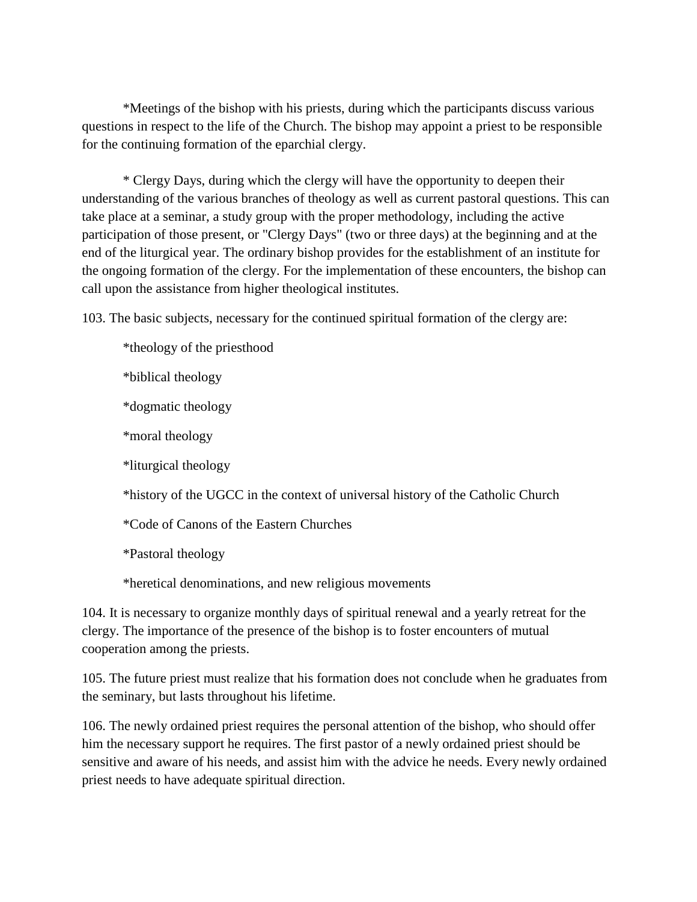*Meetings of the bishop with his priests, during which the participants discuss various questions in respect to the life of the Church. The bishop may appoint a priest to be responsible for the continuing formation of the eparchial clergy.

* Clergy Days, during which the clergy will have the opportunity to deepen their understanding of the various branches of theology as well as current pastoral questions. This can take place at a seminar, a study group with the proper methodology, including the active participation of those present, or "Clergy Days" (two or three days) at the beginning and at the end of the liturgical year. The ordinary bishop provides for the establishment of an institute for the ongoing formation of the clergy. For the implementation of these encounters, the bishop can call upon the assistance from higher theological institutes.

103. The basic subjects, necessary for the continued spiritual formation of the clergy are:

*theology of the priesthood

*biblical theology

*dogmatic theology

*moral theology

*liturgical theology

*history of the UGCC in the context of universal history of the Catholic Church

*Code of Canons of the Eastern Churches

*Pastoral theology

*heretical denominations, and new religious movements

104. It is necessary to organize monthly days of spiritual renewal and a yearly retreat for the clergy. The importance of the presence of the bishop is to foster encounters of mutual cooperation among the priests.

105. The future priest must realize that his formation does not conclude when he graduates from the seminary, but lasts throughout his lifetime.

106. The newly ordained priest requires the personal attention of the bishop, who should offer him the necessary support he requires. The first pastor of a newly ordained priest should be sensitive and aware of his needs, and assist him with the advice he needs. Every newly ordained priest needs to have adequate spiritual direction.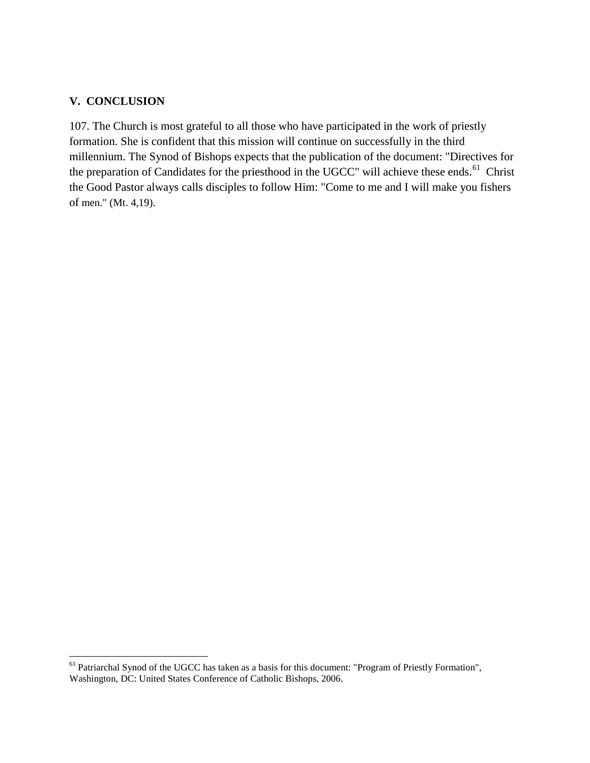## V. CONCLUSION

107. The Church is most grateful to all those who have participated in the work of priestly formation. She is confident that this mission will continue on successfully in the third millennium. The Synod of Bishops expects that the publication of the document: "Directives for the preparation of Candidates for the priesthood in the UGCC" will achieve these ends.[61] Christ the Good Pastor always calls disciples to follow Him: "Come to me and I will make you fishers of men." (Mt. 4,19).

---

[61] Patriarchal Synod of the UGCC has taken as a basis for this document: "Program of Priestly Formation", Washington, DC: United States Conference of Catholic Bishops, 2006.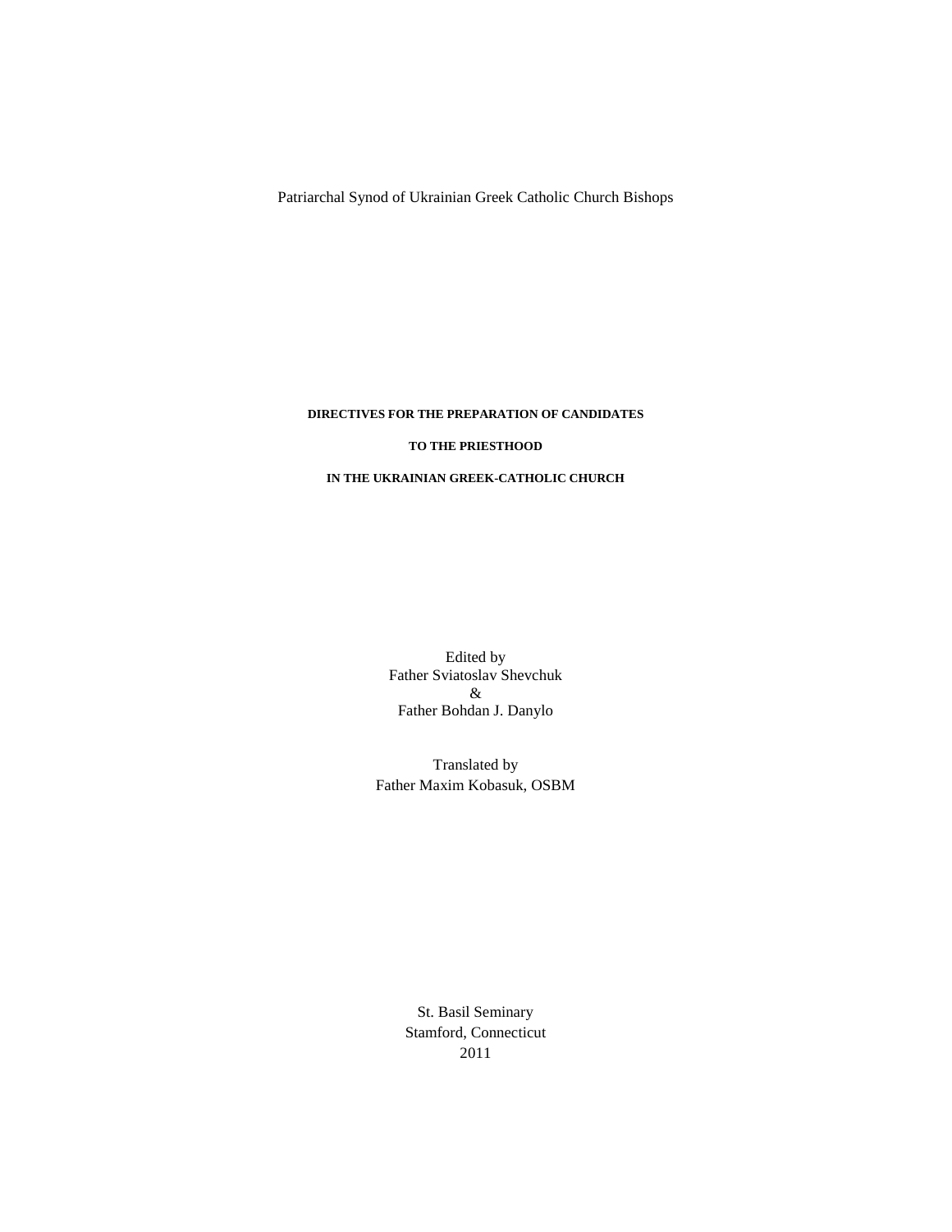Patriarchal Synod of Ukrainian Greek Catholic Church Bishops

**DIRECTIVES FOR THE PREPARATION OF CANDIDATES**

**TO THE PRIESTHOOD**

**IN THE UKRAINIAN GREEK-CATHOLIC CHURCH**

Edited by
Father Sviatoslav Shevchuk
&
Father Bohdan J. Danylo

Translated by
Father Maxim Kobasuk, OSBM

St. Basil Seminary
Stamford, Connecticut
2011